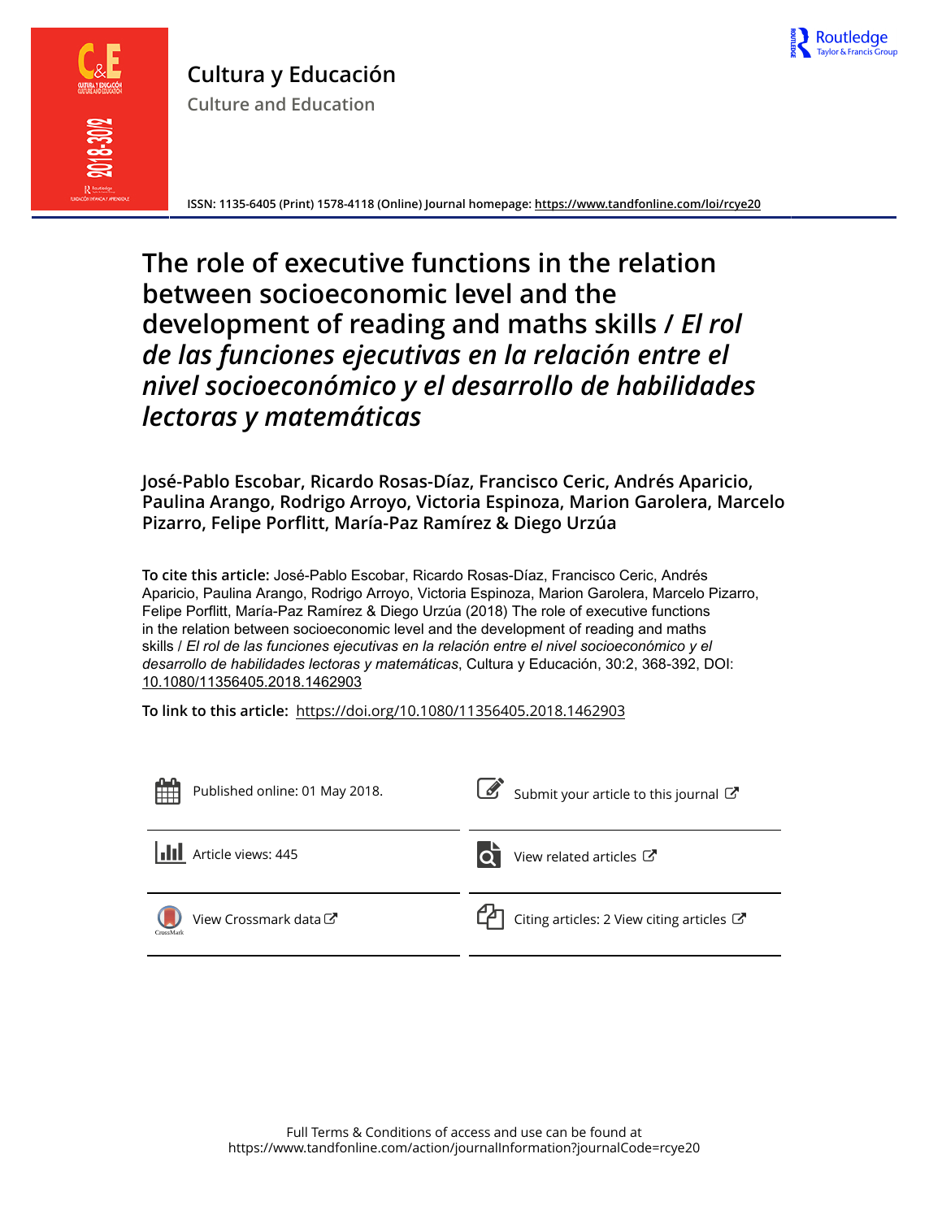# Cultura y Educación

## Culture and Education

ISSN: 1135-6405 (Print) 1578-4118 (Online) Journal homepage: https://www.tandfonline.com/loi/rcye20

# The role of executive functions in the relation between socioeconomic level and the development of reading and maths skills / *El rol de las funciones ejecutivas en la relación entre el nivel socioeconómico y el desarrollo de habilidades lectoras y matemáticas*

**José-Pablo Escobar, Ricardo Rosas-Díaz, Francisco Ceric, Andrés Aparicio, Paulina Arango, Rodrigo Arroyo, Victoria Espinoza, Marion Garolera, Marcelo Pizarro, Felipe Porflitt, María-Paz Ramírez & Diego Urzúa**

**To cite this article:** José-Pablo Escobar, Ricardo Rosas-Díaz, Francisco Ceric, Andrés Aparicio, Paulina Arango, Rodrigo Arroyo, Victoria Espinoza, Marion Garolera, Marcelo Pizarro, Felipe Porflitt, María-Paz Ramírez & Diego Urzúa (2018) The role of executive functions in the relation between socioeconomic level and the development of reading and maths skills / *El rol de las funciones ejecutivas en la relación entre el nivel socioeconómico y el desarrollo de habilidades lectoras y matemáticas*, Cultura y Educación, 30:2, 368-392, DOI: 10.1080/11356405.2018.1462903

**To link to this article:** https://doi.org/10.1080/11356405.2018.1462903

Published online: 01 May 2018.

Submit your article to this journal

Article views: 445

View related articles

View Crossmark data

Citing articles: 2 View citing articles

Full Terms & Conditions of access and use can be found at
https://www.tandfonline.com/action/journalInformation?journalCode=rcye20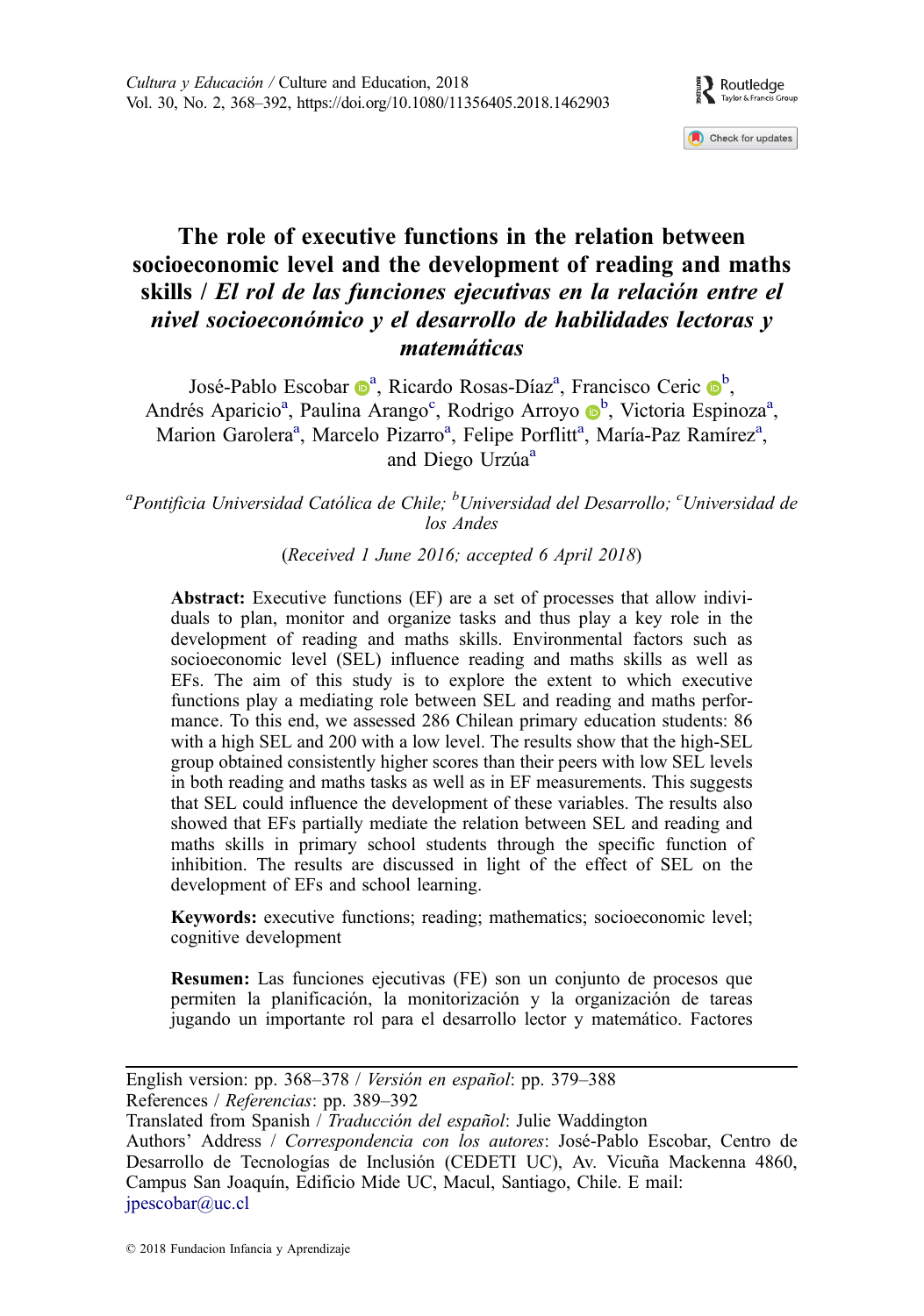*Cultura y Educación* / Culture and Education, 2018
Vol. 30, No. 2, 368–392, https://doi.org/10.1080/11356405.2018.1462903

# The role of executive functions in the relation between socioeconomic level and the development of reading and maths skills / *El rol de las funciones ejecutivas en la relación entre el nivel socioeconómico y el desarrollo de habilidades lectoras y matemáticas*

José-Pablo Escobar [a], Ricardo Rosas-Díaz[a], Francisco Ceric [b], Andrés Aparicio[a], Paulina Arango[c], Rodrigo Arroyo [b], Victoria Espinoza[a], Marion Garolera[a], Marcelo Pizarro[a], Felipe Porflitt[a], María-Paz Ramírez[a], and Diego Urzúa[a]

[a]*Pontificia Universidad Católica de Chile;* [b]*Universidad del Desarrollo;* [c]*Universidad de los Andes*

(*Received 1 June 2016; accepted 6 April 2018*)

**Abstract:** Executive functions (EF) are a set of processes that allow individuals to plan, monitor and organize tasks and thus play a key role in the development of reading and maths skills. Environmental factors such as socioeconomic level (SEL) influence reading and maths skills as well as EFs. The aim of this study is to explore the extent to which executive functions play a mediating role between SEL and reading and maths performance. To this end, we assessed 286 Chilean primary education students: 86 with a high SEL and 200 with a low level. The results show that the high-SEL group obtained consistently higher scores than their peers with low SEL levels in both reading and maths tasks as well as in EF measurements. This suggests that SEL could influence the development of these variables. The results also showed that EFs partially mediate the relation between SEL and reading and maths skills in primary school students through the specific function of inhibition. The results are discussed in light of the effect of SEL on the development of EFs and school learning.

**Keywords:** executive functions; reading; mathematics; socioeconomic level; cognitive development

**Resumen:** Las funciones ejecutivas (FE) son un conjunto de procesos que permiten la planificación, la monitorización y la organización de tareas jugando un importante rol para el desarrollo lector y matemático. Factores

English version: pp. 368–378 / *Versión en español*: pp. 379–388
References / *Referencias*: pp. 389–392
Translated from Spanish / *Traducción del español*: Julie Waddington
Authors' Address / *Correspondencia con los autores*: José-Pablo Escobar, Centro de Desarrollo de Tecnologías de Inclusión (CEDETI UC), Av. Vicuña Mackenna 4860, Campus San Joaquín, Edificio Mide UC, Macul, Santiago, Chile. E mail: jpescobar@uc.cl

© 2018 Fundacion Infancia y Aprendizaje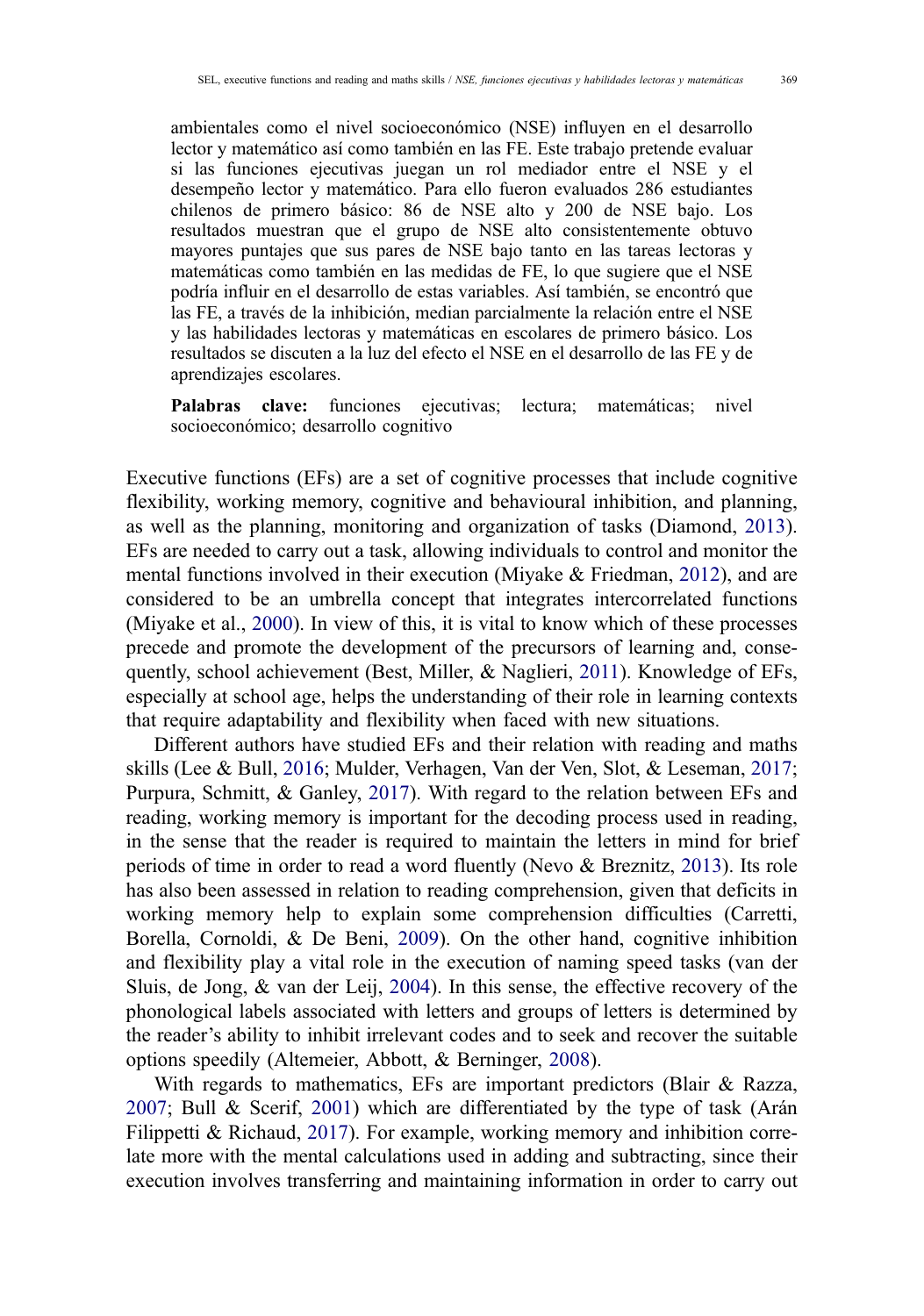ambientales como el nivel socioeconómico (NSE) influyen en el desarrollo lector y matemático así como también en las FE. Este trabajo pretende evaluar si las funciones ejecutivas juegan un rol mediador entre el NSE y el desempeño lector y matemático. Para ello fueron evaluados 286 estudiantes chilenos de primero básico: 86 de NSE alto y 200 de NSE bajo. Los resultados muestran que el grupo de NSE alto consistentemente obtuvo mayores puntajes que sus pares de NSE bajo tanto en las tareas lectoras y matemáticas como también en las medidas de FE, lo que sugiere que el NSE podría influir en el desarrollo de estas variables. Así también, se encontró que las FE, a través de la inhibición, median parcialmente la relación entre el NSE y las habilidades lectoras y matemáticas en escolares de primero básico. Los resultados se discuten a la luz del efecto el NSE en el desarrollo de las FE y de aprendizajes escolares.

**Palabras clave:** funciones ejecutivas; lectura; matemáticas; nivel socioeconómico; desarrollo cognitivo

Executive functions (EFs) are a set of cognitive processes that include cognitive flexibility, working memory, cognitive and behavioural inhibition, and planning, as well as the planning, monitoring and organization of tasks (Diamond, 2013). EFs are needed to carry out a task, allowing individuals to control and monitor the mental functions involved in their execution (Miyake & Friedman, 2012), and are considered to be an umbrella concept that integrates intercorrelated functions (Miyake et al., 2000). In view of this, it is vital to know which of these processes precede and promote the development of the precursors of learning and, consequently, school achievement (Best, Miller, & Naglieri, 2011). Knowledge of EFs, especially at school age, helps the understanding of their role in learning contexts that require adaptability and flexibility when faced with new situations.

Different authors have studied EFs and their relation with reading and maths skills (Lee & Bull, 2016; Mulder, Verhagen, Van der Ven, Slot, & Leseman, 2017; Purpura, Schmitt, & Ganley, 2017). With regard to the relation between EFs and reading, working memory is important for the decoding process used in reading, in the sense that the reader is required to maintain the letters in mind for brief periods of time in order to read a word fluently (Nevo & Breznitz, 2013). Its role has also been assessed in relation to reading comprehension, given that deficits in working memory help to explain some comprehension difficulties (Carretti, Borella, Cornoldi, & De Beni, 2009). On the other hand, cognitive inhibition and flexibility play a vital role in the execution of naming speed tasks (van der Sluis, de Jong, & van der Leij, 2004). In this sense, the effective recovery of the phonological labels associated with letters and groups of letters is determined by the reader's ability to inhibit irrelevant codes and to seek and recover the suitable options speedily (Altemeier, Abbott, & Berninger, 2008).

With regards to mathematics, EFs are important predictors (Blair & Razza, 2007; Bull & Scerif, 2001) which are differentiated by the type of task (Arán Filippetti & Richaud, 2017). For example, working memory and inhibition correlate more with the mental calculations used in adding and subtracting, since their execution involves transferring and maintaining information in order to carry out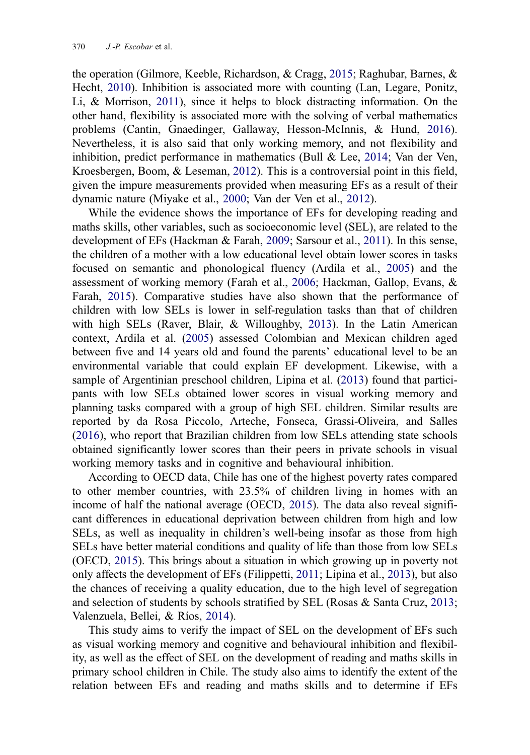the operation (Gilmore, Keeble, Richardson, & Cragg, 2015; Raghubar, Barnes, & Hecht, 2010). Inhibition is associated more with counting (Lan, Legare, Ponitz, Li, & Morrison, 2011), since it helps to block distracting information. On the other hand, flexibility is associated more with the solving of verbal mathematics problems (Cantin, Gnaedinger, Gallaway, Hesson-McInnis, & Hund, 2016). Nevertheless, it is also said that only working memory, and not flexibility and inhibition, predict performance in mathematics (Bull & Lee, 2014; Van der Ven, Kroesbergen, Boom, & Leseman, 2012). This is a controversial point in this field, given the impure measurements provided when measuring EFs as a result of their dynamic nature (Miyake et al., 2000; Van der Ven et al., 2012).

While the evidence shows the importance of EFs for developing reading and maths skills, other variables, such as socioeconomic level (SEL), are related to the development of EFs (Hackman & Farah, 2009; Sarsour et al., 2011). In this sense, the children of a mother with a low educational level obtain lower scores in tasks focused on semantic and phonological fluency (Ardila et al., 2005) and the assessment of working memory (Farah et al., 2006; Hackman, Gallop, Evans, & Farah, 2015). Comparative studies have also shown that the performance of children with low SELs is lower in self-regulation tasks than that of children with high SELs (Raver, Blair, & Willoughby, 2013). In the Latin American context, Ardila et al. (2005) assessed Colombian and Mexican children aged between five and 14 years old and found the parents' educational level to be an environmental variable that could explain EF development. Likewise, with a sample of Argentinian preschool children, Lipina et al. (2013) found that participants with low SELs obtained lower scores in visual working memory and planning tasks compared with a group of high SEL children. Similar results are reported by da Rosa Piccolo, Arteche, Fonseca, Grassi-Oliveira, and Salles (2016), who report that Brazilian children from low SELs attending state schools obtained significantly lower scores than their peers in private schools in visual working memory tasks and in cognitive and behavioural inhibition.

According to OECD data, Chile has one of the highest poverty rates compared to other member countries, with 23.5% of children living in homes with an income of half the national average (OECD, 2015). The data also reveal significant differences in educational deprivation between children from high and low SELs, as well as inequality in children's well-being insofar as those from high SELs have better material conditions and quality of life than those from low SELs (OECD, 2015). This brings about a situation in which growing up in poverty not only affects the development of EFs (Filippetti, 2011; Lipina et al., 2013), but also the chances of receiving a quality education, due to the high level of segregation and selection of students by schools stratified by SEL (Rosas & Santa Cruz, 2013; Valenzuela, Bellei, & Ríos, 2014).

This study aims to verify the impact of SEL on the development of EFs such as visual working memory and cognitive and behavioural inhibition and flexibility, as well as the effect of SEL on the development of reading and maths skills in primary school children in Chile. The study also aims to identify the extent of the relation between EFs and reading and maths skills and to determine if EFs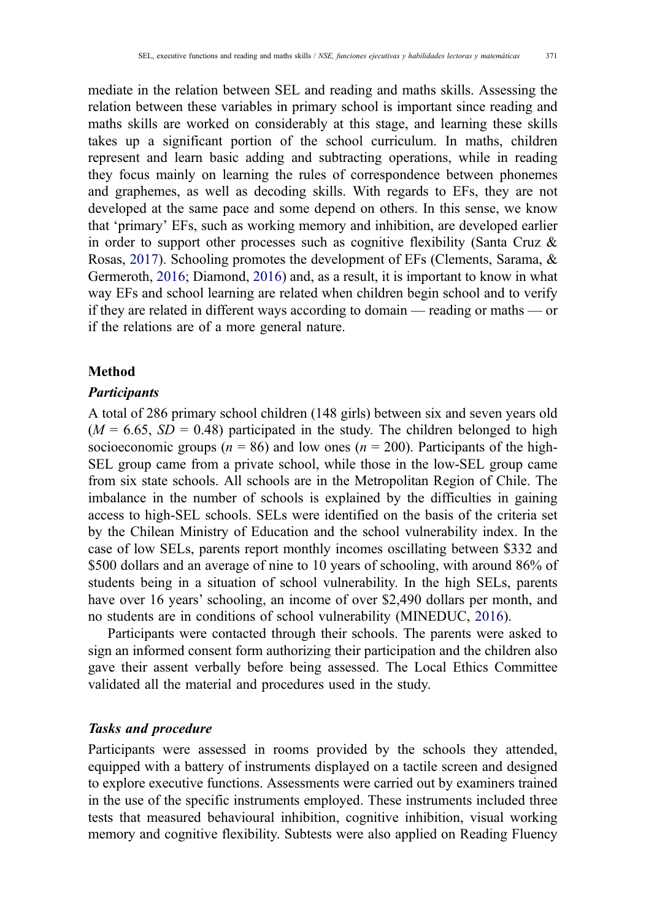mediate in the relation between SEL and reading and maths skills. Assessing the relation between these variables in primary school is important since reading and maths skills are worked on considerably at this stage, and learning these skills takes up a significant portion of the school curriculum. In maths, children represent and learn basic adding and subtracting operations, while in reading they focus mainly on learning the rules of correspondence between phonemes and graphemes, as well as decoding skills. With regards to EFs, they are not developed at the same pace and some depend on others. In this sense, we know that 'primary' EFs, such as working memory and inhibition, are developed earlier in order to support other processes such as cognitive flexibility (Santa Cruz & Rosas, 2017). Schooling promotes the development of EFs (Clements, Sarama, & Germeroth, 2016; Diamond, 2016) and, as a result, it is important to know in what way EFs and school learning are related when children begin school and to verify if they are related in different ways according to domain — reading or maths — or if the relations are of a more general nature.

## Method

### *Participants*

A total of 286 primary school children (148 girls) between six and seven years old ($M$ = 6.65, $SD$ = 0.48) participated in the study. The children belonged to high socioeconomic groups ($n$ = 86) and low ones ($n$ = 200). Participants of the high-SEL group came from a private school, while those in the low-SEL group came from six state schools. All schools are in the Metropolitan Region of Chile. The imbalance in the number of schools is explained by the difficulties in gaining access to high-SEL schools. SELs were identified on the basis of the criteria set by the Chilean Ministry of Education and the school vulnerability index. In the case of low SELs, parents report monthly incomes oscillating between $332 and $500 dollars and an average of nine to 10 years of schooling, with around 86% of students being in a situation of school vulnerability. In the high SELs, parents have over 16 years' schooling, an income of over $2,490 dollars per month, and no students are in conditions of school vulnerability (MINEDUC, 2016).

Participants were contacted through their schools. The parents were asked to sign an informed consent form authorizing their participation and the children also gave their assent verbally before being assessed. The Local Ethics Committee validated all the material and procedures used in the study.

### *Tasks and procedure*

Participants were assessed in rooms provided by the schools they attended, equipped with a battery of instruments displayed on a tactile screen and designed to explore executive functions. Assessments were carried out by examiners trained in the use of the specific instruments employed. These instruments included three tests that measured behavioural inhibition, cognitive inhibition, visual working memory and cognitive flexibility. Subtests were also applied on Reading Fluency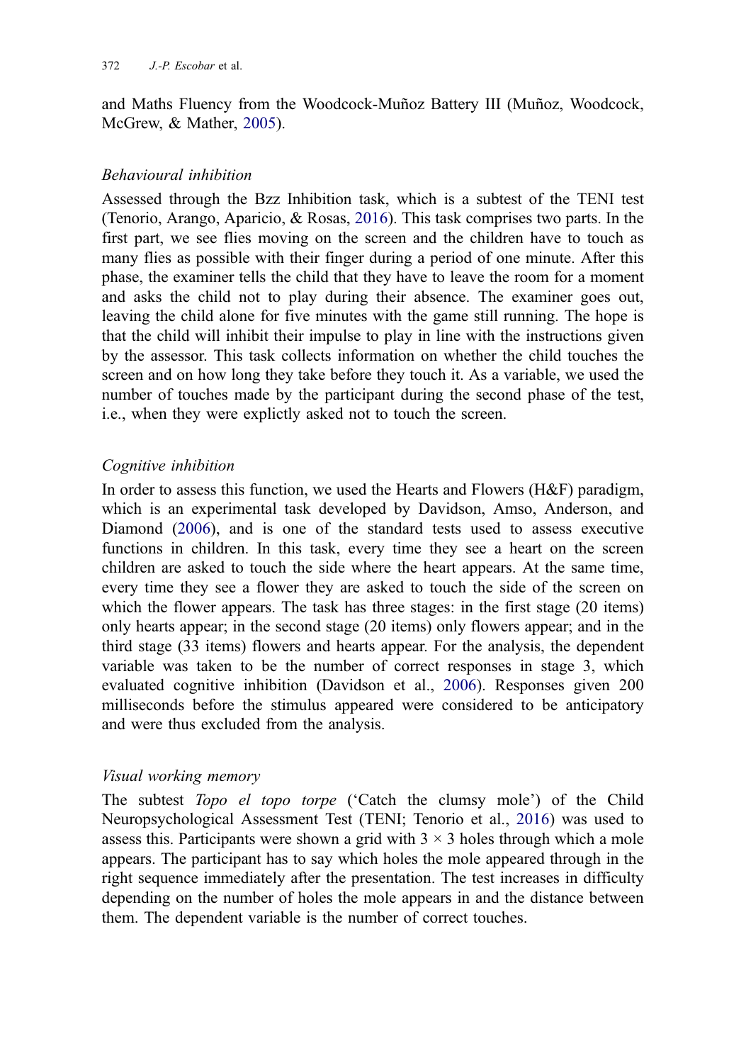and Maths Fluency from the Woodcock-Muñoz Battery III (Muñoz, Woodcock, McGrew, & Mather, 2005).

### *Behavioural inhibition*

Assessed through the Bzz Inhibition task, which is a subtest of the TENI test (Tenorio, Arango, Aparicio, & Rosas, 2016). This task comprises two parts. In the first part, we see flies moving on the screen and the children have to touch as many flies as possible with their finger during a period of one minute. After this phase, the examiner tells the child that they have to leave the room for a moment and asks the child not to play during their absence. The examiner goes out, leaving the child alone for five minutes with the game still running. The hope is that the child will inhibit their impulse to play in line with the instructions given by the assessor. This task collects information on whether the child touches the screen and on how long they take before they touch it. As a variable, we used the number of touches made by the participant during the second phase of the test, i.e., when they were explictly asked not to touch the screen.

### *Cognitive inhibition*

In order to assess this function, we used the Hearts and Flowers (H&F) paradigm, which is an experimental task developed by Davidson, Amso, Anderson, and Diamond (2006), and is one of the standard tests used to assess executive functions in children. In this task, every time they see a heart on the screen children are asked to touch the side where the heart appears. At the same time, every time they see a flower they are asked to touch the side of the screen on which the flower appears. The task has three stages: in the first stage (20 items) only hearts appear; in the second stage (20 items) only flowers appear; and in the third stage (33 items) flowers and hearts appear. For the analysis, the dependent variable was taken to be the number of correct responses in stage 3, which evaluated cognitive inhibition (Davidson et al., 2006). Responses given 200 milliseconds before the stimulus appeared were considered to be anticipatory and were thus excluded from the analysis.

### *Visual working memory*

The subtest *Topo el topo torpe* ('Catch the clumsy mole') of the Child Neuropsychological Assessment Test (TENI; Tenorio et al., 2016) was used to assess this. Participants were shown a grid with 3 × 3 holes through which a mole appears. The participant has to say which holes the mole appeared through in the right sequence immediately after the presentation. The test increases in difficulty depending on the number of holes the mole appears in and the distance between them. The dependent variable is the number of correct touches.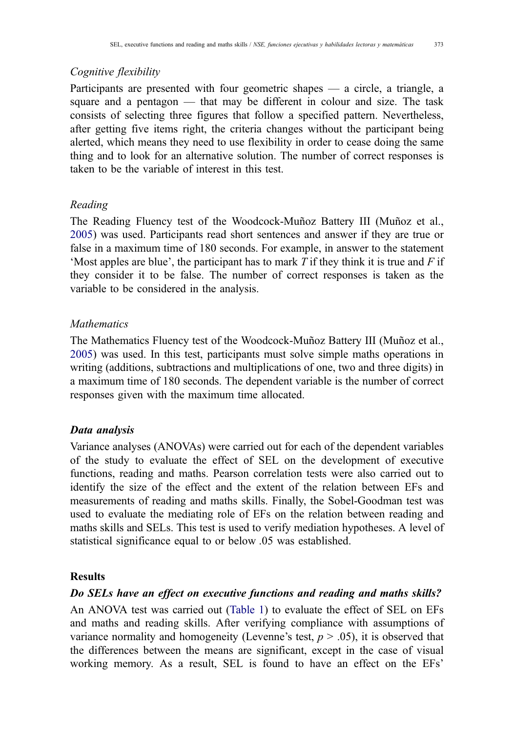*Cognitive flexibility*

Participants are presented with four geometric shapes — a circle, a triangle, a square and a pentagon — that may be different in colour and size. The task consists of selecting three figures that follow a specified pattern. Nevertheless, after getting five items right, the criteria changes without the participant being alerted, which means they need to use flexibility in order to cease doing the same thing and to look for an alternative solution. The number of correct responses is taken to be the variable of interest in this test.

*Reading*

The Reading Fluency test of the Woodcock-Muñoz Battery III (Muñoz et al., 2005) was used. Participants read short sentences and answer if they are true or false in a maximum time of 180 seconds. For example, in answer to the statement 'Most apples are blue', the participant has to mark *T* if they think it is true and *F* if they consider it to be false. The number of correct responses is taken as the variable to be considered in the analysis.

*Mathematics*

The Mathematics Fluency test of the Woodcock-Muñoz Battery III (Muñoz et al., 2005) was used. In this test, participants must solve simple maths operations in writing (additions, subtractions and multiplications of one, two and three digits) in a maximum time of 180 seconds. The dependent variable is the number of correct responses given with the maximum time allocated.

### *Data analysis*

Variance analyses (ANOVAs) were carried out for each of the dependent variables of the study to evaluate the effect of SEL on the development of executive functions, reading and maths. Pearson correlation tests were also carried out to identify the size of the effect and the extent of the relation between EFs and measurements of reading and maths skills. Finally, the Sobel-Goodman test was used to evaluate the mediating role of EFs on the relation between reading and maths skills and SELs. This test is used to verify mediation hypotheses. A level of statistical significance equal to or below .05 was established.

## Results

### *Do SELs have an effect on executive functions and reading and maths skills?*

An ANOVA test was carried out (Table 1) to evaluate the effect of SEL on EFs and maths and reading skills. After verifying compliance with assumptions of variance normality and homogeneity (Levenne's test, $p > .05$), it is observed that the differences between the means are significant, except in the case of visual working memory. As a result, SEL is found to have an effect on the EFs'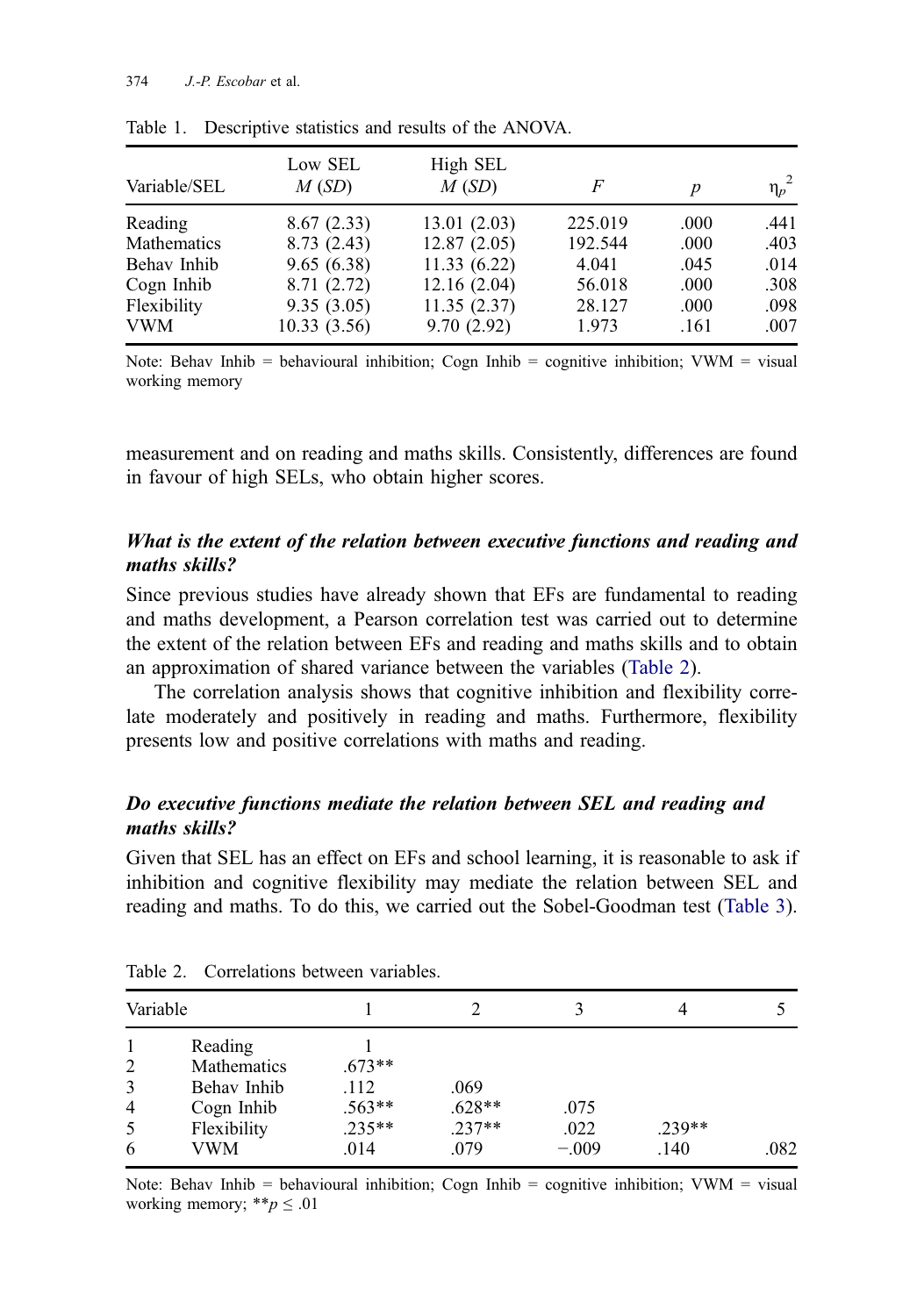Table 1. Descriptive statistics and results of the ANOVA.

| Variable/SEL | Low SEL $M$ ($SD$) | High SEL $M$ ($SD$) | $F$ | $p$ | $\eta_p^2$ |
|---|---|---|---|---|---|
| Reading | 8.67 (2.33) | 13.01 (2.03) | 225.019 | .000 | .441 |
| Mathematics | 8.73 (2.43) | 12.87 (2.05) | 192.544 | .000 | .403 |
| Behav Inhib | 9.65 (6.38) | 11.33 (6.22) | 4.041 | .045 | .014 |
| Cogn Inhib | 8.71 (2.72) | 12.16 (2.04) | 56.018 | .000 | .308 |
| Flexibility | 9.35 (3.05) | 11.35 (2.37) | 28.127 | .000 | .098 |
| VWM | 10.33 (3.56) | 9.70 (2.92) | 1.973 | .161 | .007 |

Note: Behav Inhib = behavioural inhibition; Cogn Inhib = cognitive inhibition; VWM = visual working memory

measurement and on reading and maths skills. Consistently, differences are found in favour of high SELs, who obtain higher scores.

### *What is the extent of the relation between executive functions and reading and maths skills?*

Since previous studies have already shown that EFs are fundamental to reading and maths development, a Pearson correlation test was carried out to determine the extent of the relation between EFs and reading and maths skills and to obtain an approximation of shared variance between the variables (Table 2).

The correlation analysis shows that cognitive inhibition and flexibility correlate moderately and positively in reading and maths. Furthermore, flexibility presents low and positive correlations with maths and reading.

### *Do executive functions mediate the relation between SEL and reading and maths skills?*

Given that SEL has an effect on EFs and school learning, it is reasonable to ask if inhibition and cognitive flexibility may mediate the relation between SEL and reading and maths. To do this, we carried out the Sobel-Goodman test (Table 3).

Table 2. Correlations between variables.

| Variable | | 1 | 2 | 3 | 4 | 5 |
|---|---|---|---|---|---|---|
| 1 | Reading | 1 | | | | |
| 2 | Mathematics | .673** | | | | |
| 3 | Behav Inhib | .112 | .069 | | | |
| 4 | Cogn Inhib | .563** | .628** | .075 | | |
| 5 | Flexibility | .235** | .237** | .022 | .239** | |
| 6 | VWM | .014 | .079 | −.009 | .140 | .082 |

Note: Behav Inhib = behavioural inhibition; Cogn Inhib = cognitive inhibition; VWM = visual working memory; $^{**}p \leq .01$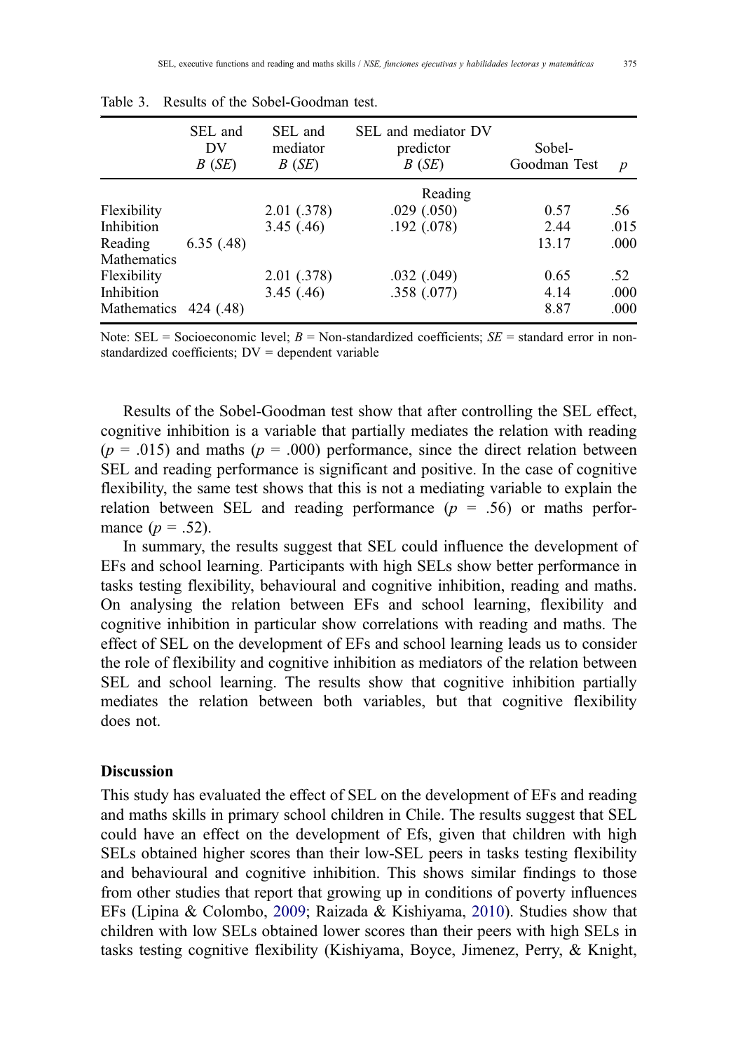Table 3. Results of the Sobel-Goodman test.

| | SEL and DV *B* (*SE*) | SEL and mediator *B* (*SE*) | SEL and mediator DV predictor *B* (*SE*) | Sobel-Goodman Test | *p* |
|---|---|---|---|---|---|
| | | | Reading | | |
| Flexibility | | 2.01 (.378) | .029 (.050) | 0.57 | .56 |
| Inhibition | | 3.45 (.46) | .192 (.078) | 2.44 | .015 |
| Reading | 6.35 (.48) | | | 13.17 | .000 |
| Mathematics | | | | | |
| Flexibility | | 2.01 (.378) | .032 (.049) | 0.65 | .52 |
| Inhibition | | 3.45 (.46) | .358 (.077) | 4.14 | .000 |
| Mathematics | 424 (.48) | | | 8.87 | .000 |

Note: SEL = Socioeconomic level; *B* = Non-standardized coefficients; *SE* = standard error in non-standardized coefficients; DV = dependent variable

Results of the Sobel-Goodman test show that after controlling the SEL effect, cognitive inhibition is a variable that partially mediates the relation with reading ($p = .015$) and maths ($p = .000$) performance, since the direct relation between SEL and reading performance is significant and positive. In the case of cognitive flexibility, the same test shows that this is not a mediating variable to explain the relation between SEL and reading performance ($p = .56$) or maths performance ($p = .52$).

In summary, the results suggest that SEL could influence the development of EFs and school learning. Participants with high SELs show better performance in tasks testing flexibility, behavioural and cognitive inhibition, reading and maths. On analysing the relation between EFs and school learning, flexibility and cognitive inhibition in particular show correlations with reading and maths. The effect of SEL on the development of EFs and school learning leads us to consider the role of flexibility and cognitive inhibition as mediators of the relation between SEL and school learning. The results show that cognitive inhibition partially mediates the relation between both variables, but that cognitive flexibility does not.

## Discussion

This study has evaluated the effect of SEL on the development of EFs and reading and maths skills in primary school children in Chile. The results suggest that SEL could have an effect on the development of Efs, given that children with high SELs obtained higher scores than their low-SEL peers in tasks testing flexibility and behavioural and cognitive inhibition. This shows similar findings to those from other studies that report that growing up in conditions of poverty influences EFs (Lipina & Colombo, 2009; Raizada & Kishiyama, 2010). Studies show that children with low SELs obtained lower scores than their peers with high SELs in tasks testing cognitive flexibility (Kishiyama, Boyce, Jimenez, Perry, & Knight,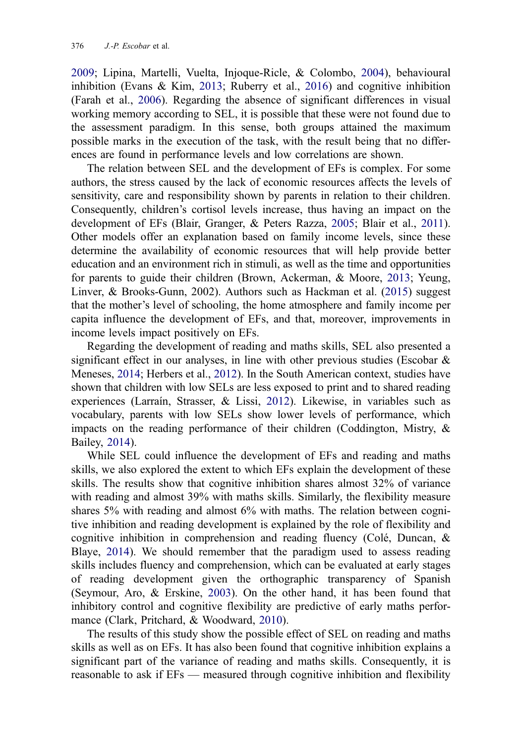2009; Lipina, Martelli, Vuelta, Injoque-Ricle, & Colombo, 2004), behavioural inhibition (Evans & Kim, 2013; Ruberry et al., 2016) and cognitive inhibition (Farah et al., 2006). Regarding the absence of significant differences in visual working memory according to SEL, it is possible that these were not found due to the assessment paradigm. In this sense, both groups attained the maximum possible marks in the execution of the task, with the result being that no differences are found in performance levels and low correlations are shown.

The relation between SEL and the development of EFs is complex. For some authors, the stress caused by the lack of economic resources affects the levels of sensitivity, care and responsibility shown by parents in relation to their children. Consequently, children's cortisol levels increase, thus having an impact on the development of EFs (Blair, Granger, & Peters Razza, 2005; Blair et al., 2011). Other models offer an explanation based on family income levels, since these determine the availability of economic resources that will help provide better education and an environment rich in stimuli, as well as the time and opportunities for parents to guide their children (Brown, Ackerman, & Moore, 2013; Yeung, Linver, & Brooks-Gunn, 2002). Authors such as Hackman et al. (2015) suggest that the mother's level of schooling, the home atmosphere and family income per capita influence the development of EFs, and that, moreover, improvements in income levels impact positively on EFs.

Regarding the development of reading and maths skills, SEL also presented a significant effect in our analyses, in line with other previous studies (Escobar & Meneses, 2014; Herbers et al., 2012). In the South American context, studies have shown that children with low SELs are less exposed to print and to shared reading experiences (Larraín, Strasser, & Lissi, 2012). Likewise, in variables such as vocabulary, parents with low SELs show lower levels of performance, which impacts on the reading performance of their children (Coddington, Mistry, & Bailey, 2014).

While SEL could influence the development of EFs and reading and maths skills, we also explored the extent to which EFs explain the development of these skills. The results show that cognitive inhibition shares almost 32% of variance with reading and almost 39% with maths skills. Similarly, the flexibility measure shares 5% with reading and almost 6% with maths. The relation between cognitive inhibition and reading development is explained by the role of flexibility and cognitive inhibition in comprehension and reading fluency (Colé, Duncan, & Blaye, 2014). We should remember that the paradigm used to assess reading skills includes fluency and comprehension, which can be evaluated at early stages of reading development given the orthographic transparency of Spanish (Seymour, Aro, & Erskine, 2003). On the other hand, it has been found that inhibitory control and cognitive flexibility are predictive of early maths performance (Clark, Pritchard, & Woodward, 2010).

The results of this study show the possible effect of SEL on reading and maths skills as well as on EFs. It has also been found that cognitive inhibition explains a significant part of the variance of reading and maths skills. Consequently, it is reasonable to ask if EFs — measured through cognitive inhibition and flexibility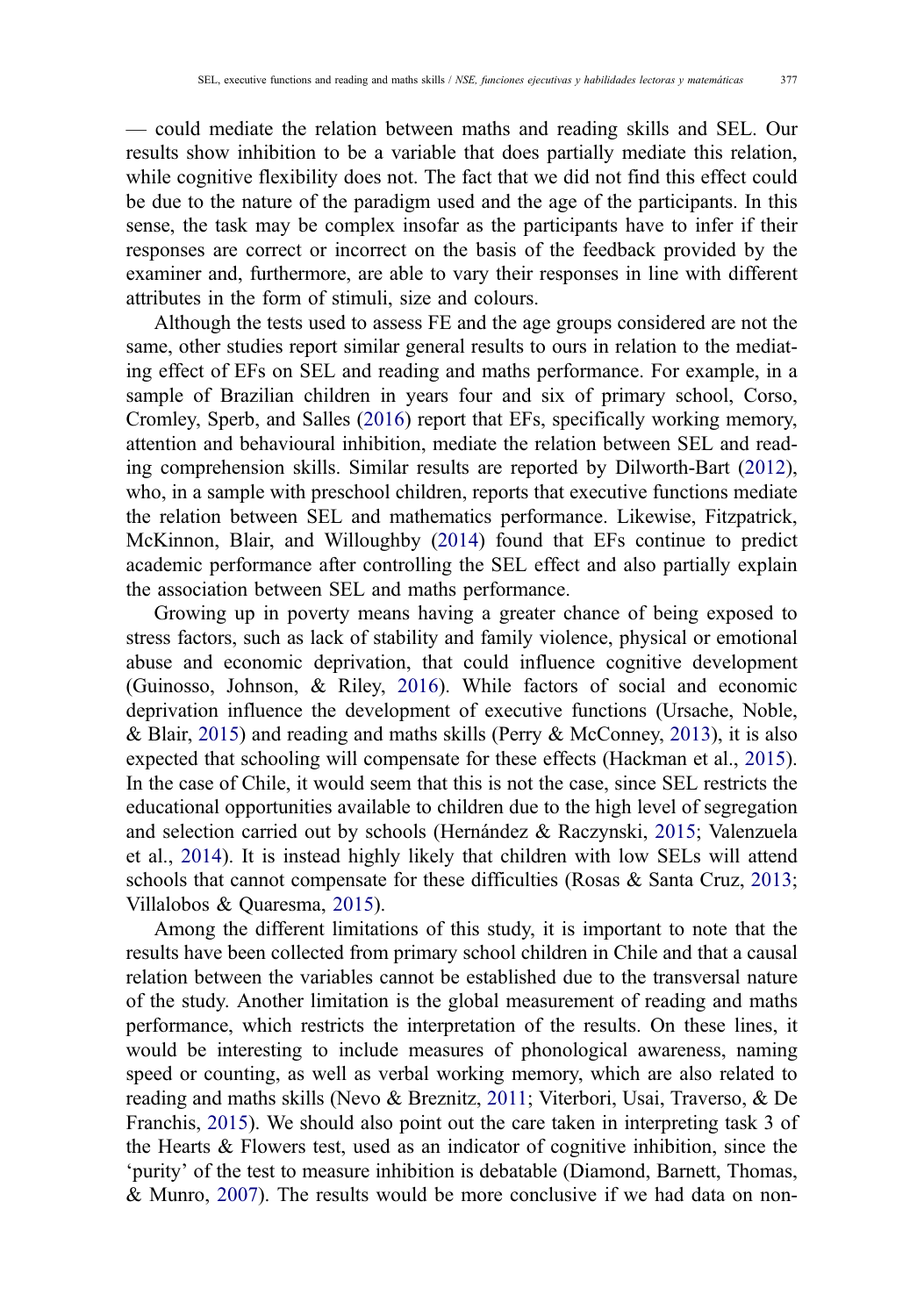— could mediate the relation between maths and reading skills and SEL. Our results show inhibition to be a variable that does partially mediate this relation, while cognitive flexibility does not. The fact that we did not find this effect could be due to the nature of the paradigm used and the age of the participants. In this sense, the task may be complex insofar as the participants have to infer if their responses are correct or incorrect on the basis of the feedback provided by the examiner and, furthermore, are able to vary their responses in line with different attributes in the form of stimuli, size and colours.

Although the tests used to assess FE and the age groups considered are not the same, other studies report similar general results to ours in relation to the mediating effect of EFs on SEL and reading and maths performance. For example, in a sample of Brazilian children in years four and six of primary school, Corso, Cromley, Sperb, and Salles (2016) report that EFs, specifically working memory, attention and behavioural inhibition, mediate the relation between SEL and reading comprehension skills. Similar results are reported by Dilworth-Bart (2012), who, in a sample with preschool children, reports that executive functions mediate the relation between SEL and mathematics performance. Likewise, Fitzpatrick, McKinnon, Blair, and Willoughby (2014) found that EFs continue to predict academic performance after controlling the SEL effect and also partially explain the association between SEL and maths performance.

Growing up in poverty means having a greater chance of being exposed to stress factors, such as lack of stability and family violence, physical or emotional abuse and economic deprivation, that could influence cognitive development (Guinosso, Johnson, & Riley, 2016). While factors of social and economic deprivation influence the development of executive functions (Ursache, Noble, & Blair, 2015) and reading and maths skills (Perry & McConney, 2013), it is also expected that schooling will compensate for these effects (Hackman et al., 2015). In the case of Chile, it would seem that this is not the case, since SEL restricts the educational opportunities available to children due to the high level of segregation and selection carried out by schools (Hernández & Raczynski, 2015; Valenzuela et al., 2014). It is instead highly likely that children with low SELs will attend schools that cannot compensate for these difficulties (Rosas & Santa Cruz, 2013; Villalobos & Quaresma, 2015).

Among the different limitations of this study, it is important to note that the results have been collected from primary school children in Chile and that a causal relation between the variables cannot be established due to the transversal nature of the study. Another limitation is the global measurement of reading and maths performance, which restricts the interpretation of the results. On these lines, it would be interesting to include measures of phonological awareness, naming speed or counting, as well as verbal working memory, which are also related to reading and maths skills (Nevo & Breznitz, 2011; Viterbori, Usai, Traverso, & De Franchis, 2015). We should also point out the care taken in interpreting task 3 of the Hearts & Flowers test, used as an indicator of cognitive inhibition, since the 'purity' of the test to measure inhibition is debatable (Diamond, Barnett, Thomas, & Munro, 2007). The results would be more conclusive if we had data on non-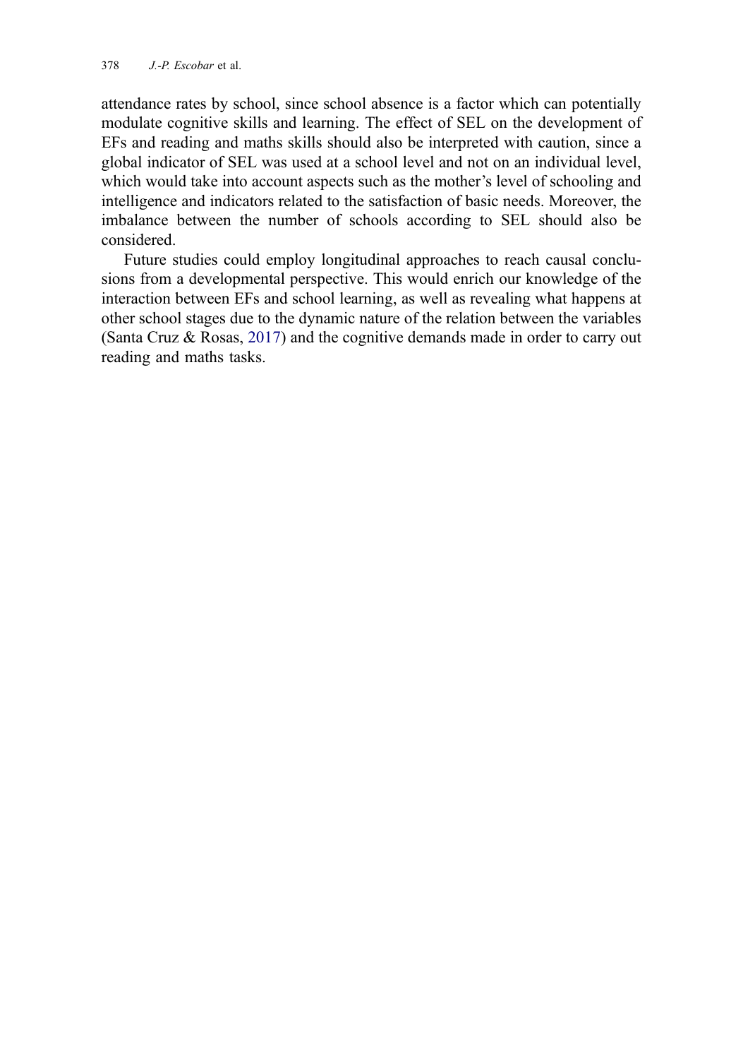attendance rates by school, since school absence is a factor which can potentially modulate cognitive skills and learning. The effect of SEL on the development of EFs and reading and maths skills should also be interpreted with caution, since a global indicator of SEL was used at a school level and not on an individual level, which would take into account aspects such as the mother's level of schooling and intelligence and indicators related to the satisfaction of basic needs. Moreover, the imbalance between the number of schools according to SEL should also be considered.

Future studies could employ longitudinal approaches to reach causal conclusions from a developmental perspective. This would enrich our knowledge of the interaction between EFs and school learning, as well as revealing what happens at other school stages due to the dynamic nature of the relation between the variables (Santa Cruz & Rosas, 2017) and the cognitive demands made in order to carry out reading and maths tasks.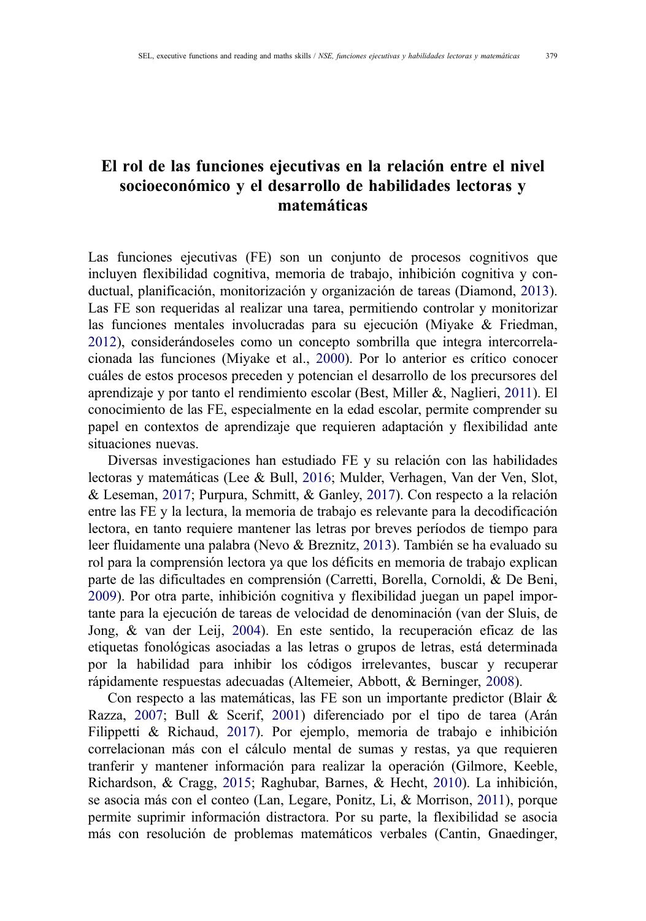# El rol de las funciones ejecutivas en la relación entre el nivel socioeconómico y el desarrollo de habilidades lectoras y matemáticas

Las funciones ejecutivas (FE) son un conjunto de procesos cognitivos que incluyen flexibilidad cognitiva, memoria de trabajo, inhibición cognitiva y conductual, planificación, monitorización y organización de tareas (Diamond, 2013). Las FE son requeridas al realizar una tarea, permitiendo controlar y monitorizar las funciones mentales involucradas para su ejecución (Miyake & Friedman, 2012), considerándoseles como un concepto sombrilla que integra intercorrelacionada las funciones (Miyake et al., 2000). Por lo anterior es crítico conocer cuáles de estos procesos preceden y potencian el desarrollo de los precursores del aprendizaje y por tanto el rendimiento escolar (Best, Miller &, Naglieri, 2011). El conocimiento de las FE, especialmente en la edad escolar, permite comprender su papel en contextos de aprendizaje que requieren adaptación y flexibilidad ante situaciones nuevas.

Diversas investigaciones han estudiado FE y su relación con las habilidades lectoras y matemáticas (Lee & Bull, 2016; Mulder, Verhagen, Van der Ven, Slot, & Leseman, 2017; Purpura, Schmitt, & Ganley, 2017). Con respecto a la relación entre las FE y la lectura, la memoria de trabajo es relevante para la decodificación lectora, en tanto requiere mantener las letras por breves períodos de tiempo para leer fluidamente una palabra (Nevo & Breznitz, 2013). También se ha evaluado su rol para la comprensión lectora ya que los déficits en memoria de trabajo explican parte de las dificultades en comprensión (Carretti, Borella, Cornoldi, & De Beni, 2009). Por otra parte, inhibición cognitiva y flexibilidad juegan un papel importante para la ejecución de tareas de velocidad de denominación (van der Sluis, de Jong, & van der Leij, 2004). En este sentido, la recuperación eficaz de las etiquetas fonológicas asociadas a las letras o grupos de letras, está determinada por la habilidad para inhibir los códigos irrelevantes, buscar y recuperar rápidamente respuestas adecuadas (Altemeier, Abbott, & Berninger, 2008).

Con respecto a las matemáticas, las FE son un importante predictor (Blair & Razza, 2007; Bull & Scerif, 2001) diferenciado por el tipo de tarea (Arán Filippetti & Richaud, 2017). Por ejemplo, memoria de trabajo e inhibición correlacionan más con el cálculo mental de sumas y restas, ya que requieren tranferir y mantener información para realizar la operación (Gilmore, Keeble, Richardson, & Cragg, 2015; Raghubar, Barnes, & Hecht, 2010). La inhibición, se asocia más con el conteo (Lan, Legare, Ponitz, Li, & Morrison, 2011), porque permite suprimir información distractora. Por su parte, la flexibilidad se asocia más con resolución de problemas matemáticos verbales (Cantin, Gnaedinger,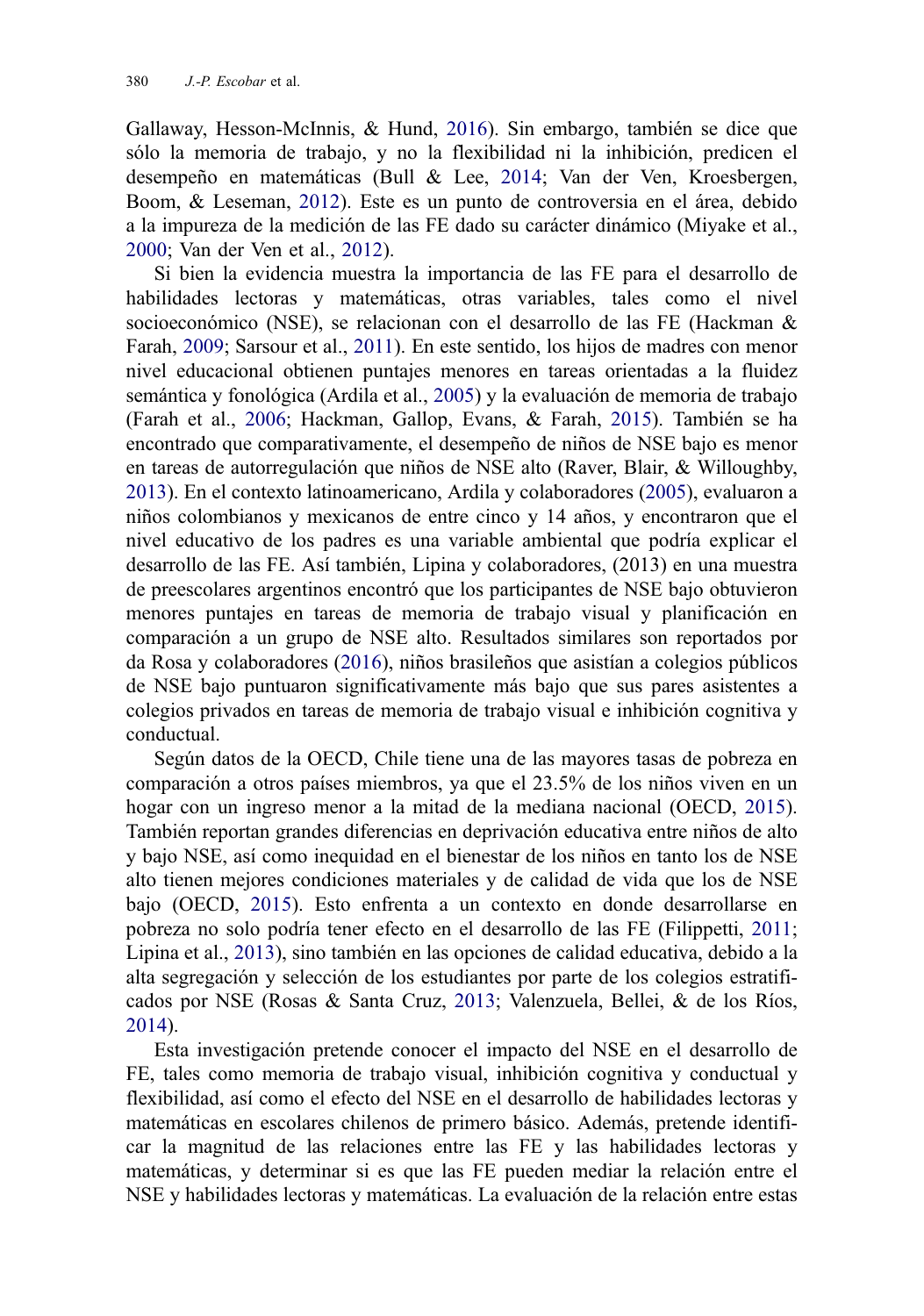Gallaway, Hesson-McInnis, & Hund, 2016). Sin embargo, también se dice que sólo la memoria de trabajo, y no la flexibilidad ni la inhibición, predicen el desempeño en matemáticas (Bull & Lee, 2014; Van der Ven, Kroesbergen, Boom, & Leseman, 2012). Este es un punto de controversia en el área, debido a la impureza de la medición de las FE dado su carácter dinámico (Miyake et al., 2000; Van der Ven et al., 2012).

Si bien la evidencia muestra la importancia de las FE para el desarrollo de habilidades lectoras y matemáticas, otras variables, tales como el nivel socioeconómico (NSE), se relacionan con el desarrollo de las FE (Hackman & Farah, 2009; Sarsour et al., 2011). En este sentido, los hijos de madres con menor nivel educacional obtienen puntajes menores en tareas orientadas a la fluidez semántica y fonológica (Ardila et al., 2005) y la evaluación de memoria de trabajo (Farah et al., 2006; Hackman, Gallop, Evans, & Farah, 2015). También se ha encontrado que comparativamente, el desempeño de niños de NSE bajo es menor en tareas de autorregulación que niños de NSE alto (Raver, Blair, & Willoughby, 2013). En el contexto latinoamericano, Ardila y colaboradores (2005), evaluaron a niños colombianos y mexicanos de entre cinco y 14 años, y encontraron que el nivel educativo de los padres es una variable ambiental que podría explicar el desarrollo de las FE. Así también, Lipina y colaboradores, (2013) en una muestra de preescolares argentinos encontró que los participantes de NSE bajo obtuvieron menores puntajes en tareas de memoria de trabajo visual y planificación en comparación a un grupo de NSE alto. Resultados similares son reportados por da Rosa y colaboradores (2016), niños brasileños que asistían a colegios públicos de NSE bajo puntuaron significativamente más bajo que sus pares asistentes a colegios privados en tareas de memoria de trabajo visual e inhibición cognitiva y conductual.

Según datos de la OECD, Chile tiene una de las mayores tasas de pobreza en comparación a otros países miembros, ya que el 23.5% de los niños viven en un hogar con un ingreso menor a la mitad de la mediana nacional (OECD, 2015). También reportan grandes diferencias en deprivación educativa entre niños de alto y bajo NSE, así como inequidad en el bienestar de los niños en tanto los de NSE alto tienen mejores condiciones materiales y de calidad de vida que los de NSE bajo (OECD, 2015). Esto enfrenta a un contexto en donde desarrollarse en pobreza no solo podría tener efecto en el desarrollo de las FE (Filippetti, 2011; Lipina et al., 2013), sino también en las opciones de calidad educativa, debido a la alta segregación y selección de los estudiantes por parte de los colegios estratificados por NSE (Rosas & Santa Cruz, 2013; Valenzuela, Bellei, & de los Ríos, 2014).

Esta investigación pretende conocer el impacto del NSE en el desarrollo de FE, tales como memoria de trabajo visual, inhibición cognitiva y conductual y flexibilidad, así como el efecto del NSE en el desarrollo de habilidades lectoras y matemáticas en escolares chilenos de primero básico. Además, pretende identificar la magnitud de las relaciones entre las FE y las habilidades lectoras y matemáticas, y determinar si es que las FE pueden mediar la relación entre el NSE y habilidades lectoras y matemáticas. La evaluación de la relación entre estas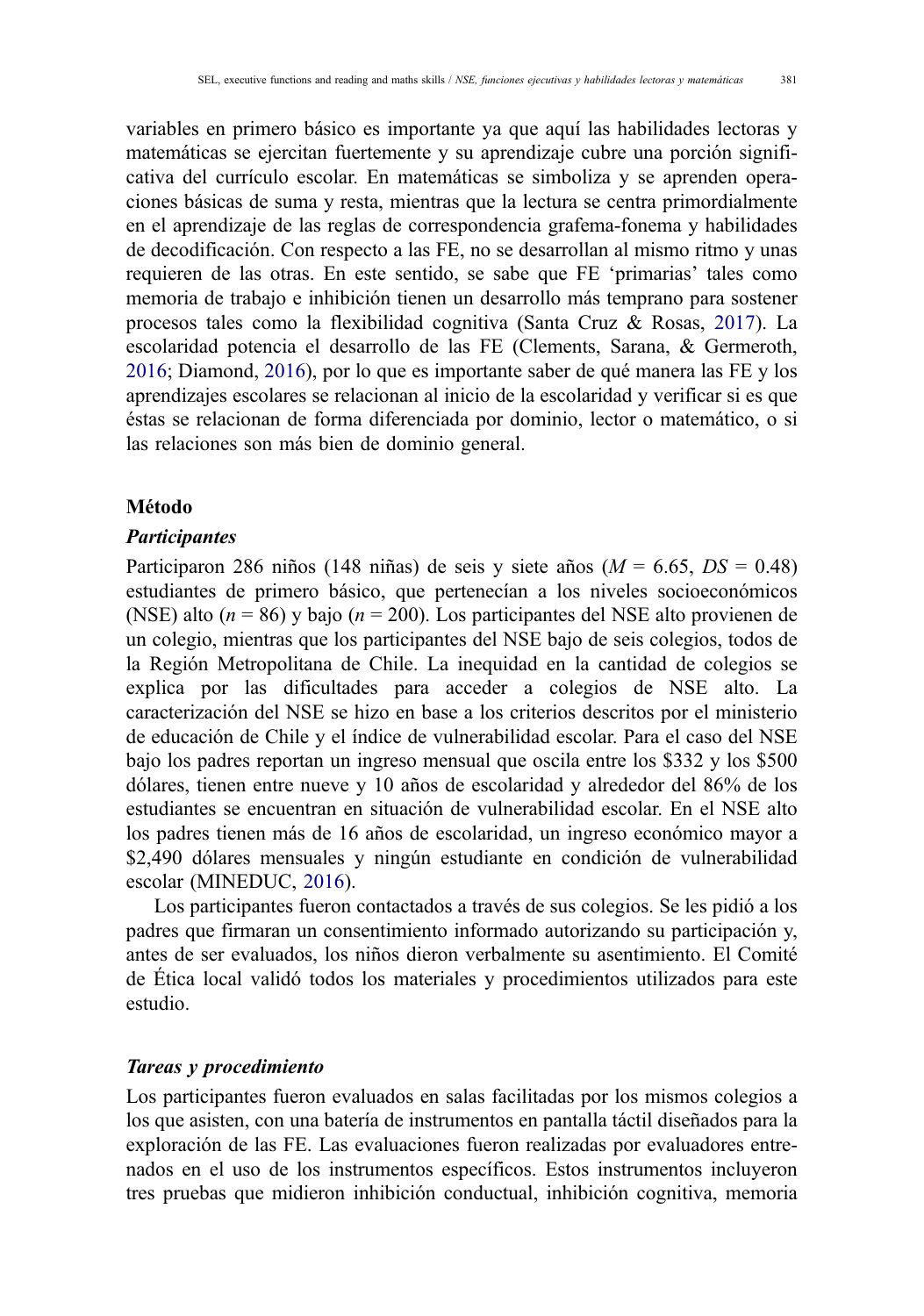variables en primero básico es importante ya que aquí las habilidades lectoras y matemáticas se ejercitan fuertemente y su aprendizaje cubre una porción significativa del currículo escolar. En matemáticas se simboliza y se aprenden operaciones básicas de suma y resta, mientras que la lectura se centra primordialmente en el aprendizaje de las reglas de correspondencia grafema-fonema y habilidades de decodificación. Con respecto a las FE, no se desarrollan al mismo ritmo y unas requieren de las otras. En este sentido, se sabe que FE 'primarias' tales como memoria de trabajo e inhibición tienen un desarrollo más temprano para sostener procesos tales como la flexibilidad cognitiva (Santa Cruz & Rosas, 2017). La escolaridad potencia el desarrollo de las FE (Clements, Sarana, & Germeroth, 2016; Diamond, 2016), por lo que es importante saber de qué manera las FE y los aprendizajes escolares se relacionan al inicio de la escolaridad y verificar si es que éstas se relacionan de forma diferenciada por dominio, lector o matemático, o si las relaciones son más bien de dominio general.

## Método

### *Participantes*

Participaron 286 niños (148 niñas) de seis y siete años ($M$ = 6.65, $DS$ = 0.48) estudiantes de primero básico, que pertenecían a los niveles socioeconómicos (NSE) alto ($n$ = 86) y bajo ($n$ = 200). Los participantes del NSE alto provienen de un colegio, mientras que los participantes del NSE bajo de seis colegios, todos de la Región Metropolitana de Chile. La inequidad en la cantidad de colegios se explica por las dificultades para acceder a colegios de NSE alto. La caracterización del NSE se hizo en base a los criterios descritos por el ministerio de educación de Chile y el índice de vulnerabilidad escolar. Para el caso del NSE bajo los padres reportan un ingreso mensual que oscila entre los $332 y los $500 dólares, tienen entre nueve y 10 años de escolaridad y alrededor del 86% de los estudiantes se encuentran en situación de vulnerabilidad escolar. En el NSE alto los padres tienen más de 16 años de escolaridad, un ingreso económico mayor a $2,490 dólares mensuales y ningún estudiante en condición de vulnerabilidad escolar (MINEDUC, 2016).

Los participantes fueron contactados a través de sus colegios. Se les pidió a los padres que firmaran un consentimiento informado autorizando su participación y, antes de ser evaluados, los niños dieron verbalmente su asentimiento. El Comité de Ética local validó todos los materiales y procedimientos utilizados para este estudio.

### *Tareas y procedimiento*

Los participantes fueron evaluados en salas facilitadas por los mismos colegios a los que asisten, con una batería de instrumentos en pantalla táctil diseñados para la exploración de las FE. Las evaluaciones fueron realizadas por evaluadores entrenados en el uso de los instrumentos específicos. Estos instrumentos incluyeron tres pruebas que midieron inhibición conductual, inhibición cognitiva, memoria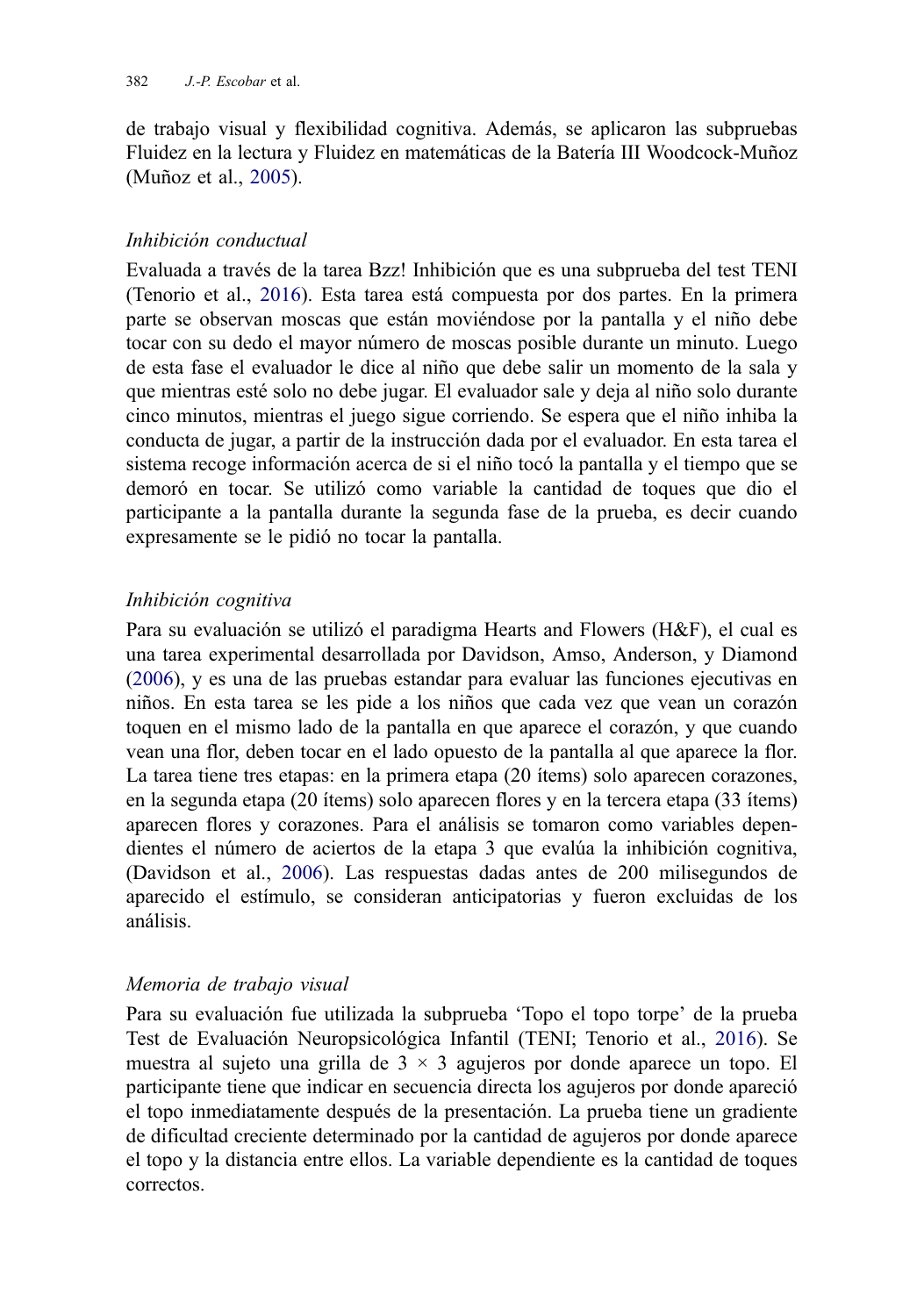de trabajo visual y flexibilidad cognitiva. Además, se aplicaron las subpruebas Fluidez en la lectura y Fluidez en matemáticas de la Batería III Woodcock-Muñoz (Muñoz et al., 2005).

### *Inhibición conductual*

Evaluada a través de la tarea Bzz! Inhibición que es una subprueba del test TENI (Tenorio et al., 2016). Esta tarea está compuesta por dos partes. En la primera parte se observan moscas que están moviéndose por la pantalla y el niño debe tocar con su dedo el mayor número de moscas posible durante un minuto. Luego de esta fase el evaluador le dice al niño que debe salir un momento de la sala y que mientras esté solo no debe jugar. El evaluador sale y deja al niño solo durante cinco minutos, mientras el juego sigue corriendo. Se espera que el niño inhiba la conducta de jugar, a partir de la instrucción dada por el evaluador. En esta tarea el sistema recoge información acerca de si el niño tocó la pantalla y el tiempo que se demoró en tocar. Se utilizó como variable la cantidad de toques que dio el participante a la pantalla durante la segunda fase de la prueba, es decir cuando expresamente se le pidió no tocar la pantalla.

### *Inhibición cognitiva*

Para su evaluación se utilizó el paradigma Hearts and Flowers (H&F), el cual es una tarea experimental desarrollada por Davidson, Amso, Anderson, y Diamond (2006), y es una de las pruebas estandar para evaluar las funciones ejecutivas en niños. En esta tarea se les pide a los niños que cada vez que vean un corazón toquen en el mismo lado de la pantalla en que aparece el corazón, y que cuando vean una flor, deben tocar en el lado opuesto de la pantalla al que aparece la flor. La tarea tiene tres etapas: en la primera etapa (20 ítems) solo aparecen corazones, en la segunda etapa (20 ítems) solo aparecen flores y en la tercera etapa (33 ítems) aparecen flores y corazones. Para el análisis se tomaron como variables dependientes el número de aciertos de la etapa 3 que evalúa la inhibición cognitiva, (Davidson et al., 2006). Las respuestas dadas antes de 200 milisegundos de aparecido el estímulo, se consideran anticipatorias y fueron excluidas de los análisis.

### *Memoria de trabajo visual*

Para su evaluación fue utilizada la subprueba 'Topo el topo torpe' de la prueba Test de Evaluación Neuropsicológica Infantil (TENI; Tenorio et al., 2016). Se muestra al sujeto una grilla de $3 \times 3$ agujeros por donde aparece un topo. El participante tiene que indicar en secuencia directa los agujeros por donde apareció el topo inmediatamente después de la presentación. La prueba tiene un gradiente de dificultad creciente determinado por la cantidad de agujeros por donde aparece el topo y la distancia entre ellos. La variable dependiente es la cantidad de toques correctos.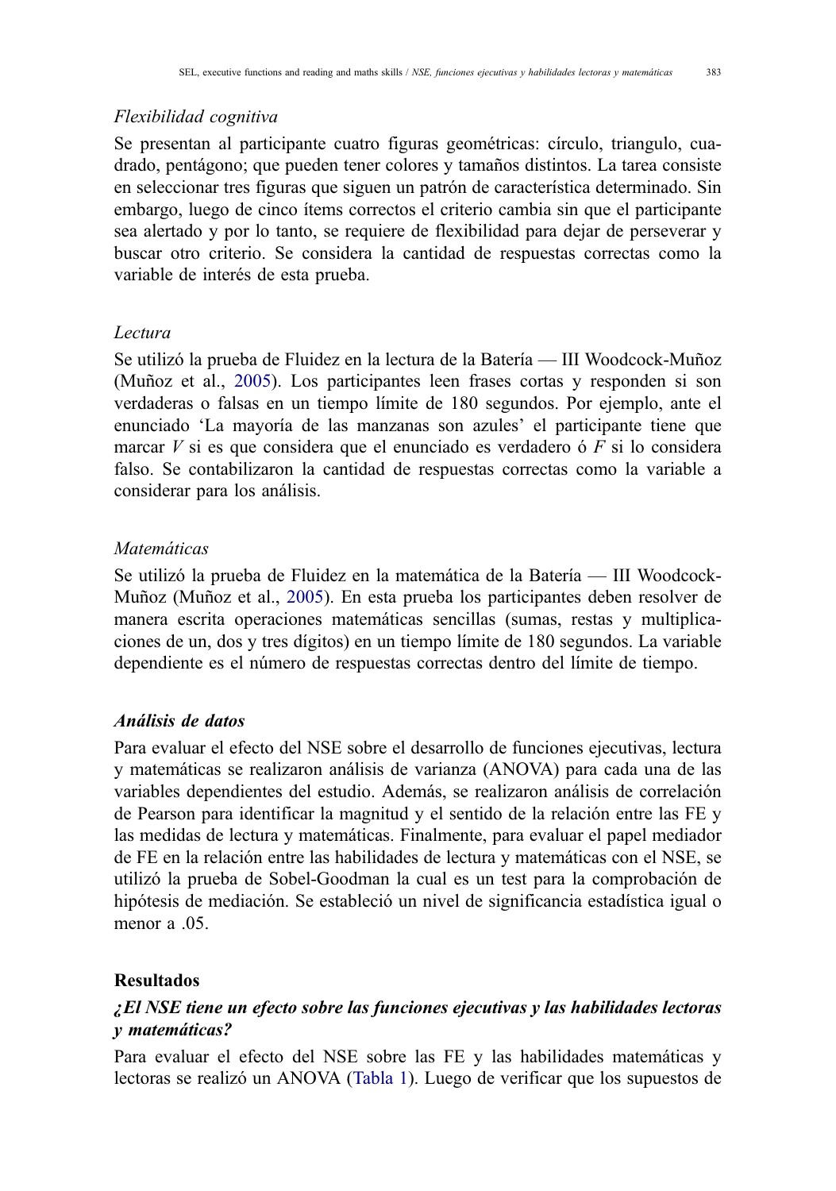*Flexibilidad cognitiva*

Se presentan al participante cuatro figuras geométricas: círculo, triangulo, cuadrado, pentágono; que pueden tener colores y tamaños distintos. La tarea consiste en seleccionar tres figuras que siguen un patrón de característica determinado. Sin embargo, luego de cinco ítems correctos el criterio cambia sin que el participante sea alertado y por lo tanto, se requiere de flexibilidad para dejar de perseverar y buscar otro criterio. Se considera la cantidad de respuestas correctas como la variable de interés de esta prueba.

*Lectura*

Se utilizó la prueba de Fluidez en la lectura de la Batería — III Woodcock-Muñoz (Muñoz et al., 2005). Los participantes leen frases cortas y responden si son verdaderas o falsas en un tiempo límite de 180 segundos. Por ejemplo, ante el enunciado 'La mayoría de las manzanas son azules' el participante tiene que marcar *V* si es que considera que el enunciado es verdadero ó *F* si lo considera falso. Se contabilizaron la cantidad de respuestas correctas como la variable a considerar para los análisis.

*Matemáticas*

Se utilizó la prueba de Fluidez en la matemática de la Batería — III Woodcock-Muñoz (Muñoz et al., 2005). En esta prueba los participantes deben resolver de manera escrita operaciones matemáticas sencillas (sumas, restas y multiplicaciones de un, dos y tres dígitos) en un tiempo límite de 180 segundos. La variable dependiente es el número de respuestas correctas dentro del límite de tiempo.

### *Análisis de datos*

Para evaluar el efecto del NSE sobre el desarrollo de funciones ejecutivas, lectura y matemáticas se realizaron análisis de varianza (ANOVA) para cada una de las variables dependientes del estudio. Además, se realizaron análisis de correlación de Pearson para identificar la magnitud y el sentido de la relación entre las FE y las medidas de lectura y matemáticas. Finalmente, para evaluar el papel mediador de FE en la relación entre las habilidades de lectura y matemáticas con el NSE, se utilizó la prueba de Sobel-Goodman la cual es un test para la comprobación de hipótesis de mediación. Se estableció un nivel de significancia estadística igual o menor a .05.

## Resultados

### *¿El NSE tiene un efecto sobre las funciones ejecutivas y las habilidades lectoras y matemáticas?*

Para evaluar el efecto del NSE sobre las FE y las habilidades matemáticas y lectoras se realizó un ANOVA (Tabla 1). Luego de verificar que los supuestos de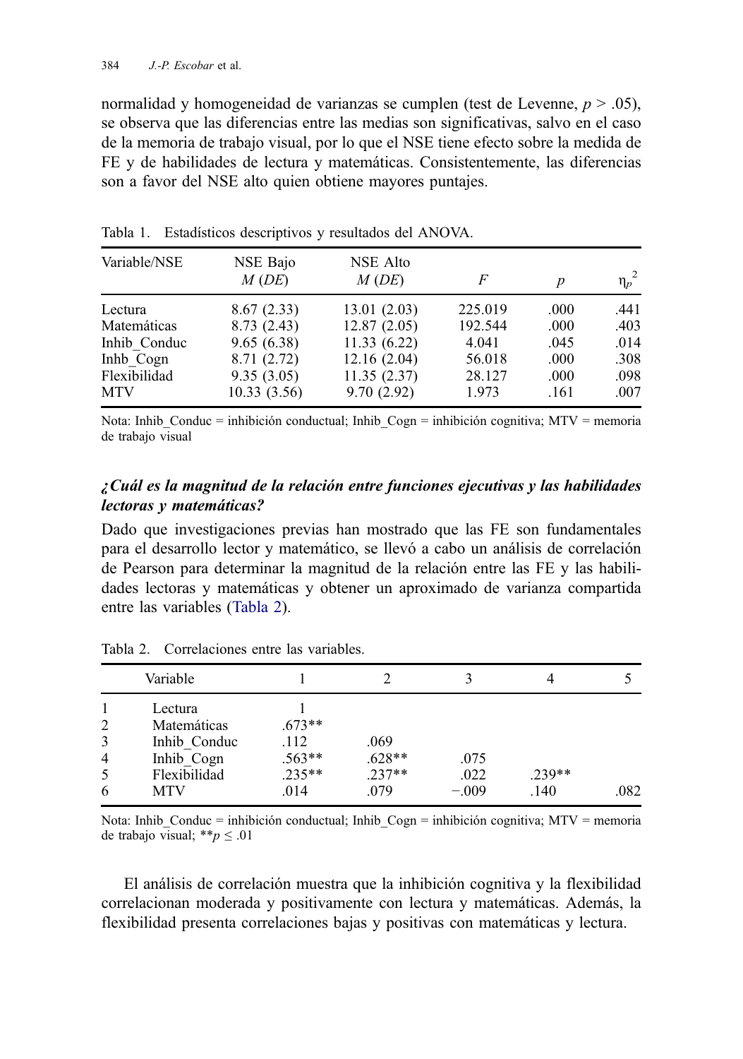normalidad y homogeneidad de varianzas se cumplen (test de Levenne, $p > .05$), se observa que las diferencias entre las medias son significativas, salvo en el caso de la memoria de trabajo visual, por lo que el NSE tiene efecto sobre la medida de FE y de habilidades de lectura y matemáticas. Consistentemente, las diferencias son a favor del NSE alto quien obtiene mayores puntajes.

Tabla 1. Estadísticos descriptivos y resultados del ANOVA.

| Variable/NSE | NSE Bajo *M* (*DE*) | NSE Alto *M* (*DE*) | *F* | *p* | $\eta_p^2$ |
|---|---|---|---|---|---|
| Lectura | 8.67 (2.33) | 13.01 (2.03) | 225.019 | .000 | .441 |
| Matemáticas | 8.73 (2.43) | 12.87 (2.05) | 192.544 | .000 | .403 |
| Inhib_Conduc | 9.65 (6.38) | 11.33 (6.22) | 4.041 | .045 | .014 |
| Inhb_Cogn | 8.71 (2.72) | 12.16 (2.04) | 56.018 | .000 | .308 |
| Flexibilidad | 9.35 (3.05) | 11.35 (2.37) | 28.127 | .000 | .098 |
| MTV | 10.33 (3.56) | 9.70 (2.92) | 1.973 | .161 | .007 |

Nota: Inhib_Conduc = inhibición conductual; Inhib_Cogn = inhibición cognitiva; MTV = memoria de trabajo visual

### *¿Cuál es la magnitud de la relación entre funciones ejecutivas y las habilidades lectoras y matemáticas?*

Dado que investigaciones previas han mostrado que las FE son fundamentales para el desarrollo lector y matemático, se llevó a cabo un análisis de correlación de Pearson para determinar la magnitud de la relación entre las FE y las habilidades lectoras y matemáticas y obtener un aproximado de varianza compartida entre las variables (Tabla 2).

Tabla 2. Correlaciones entre las variables.

| | Variable | 1 | 2 | 3 | 4 | 5 |
|---|---|---|---|---|---|---|
| 1 | Lectura | 1 | | | | |
| 2 | Matemáticas | .673** | | | | |
| 3 | Inhib_Conduc | .112 | .069 | | | |
| 4 | Inhib_Cogn | .563** | .628** | .075 | | |
| 5 | Flexibilidad | .235** | .237** | .022 | .239** | |
| 6 | MTV | .014 | .079 | −.009 | .140 | .082 |

Nota: Inhib_Conduc = inhibición conductual; Inhib_Cogn = inhibición cognitiva; MTV = memoria de trabajo visual; $^{**}p \leq .01$

El análisis de correlación muestra que la inhibición cognitiva y la flexibilidad correlacionan moderada y positivamente con lectura y matemáticas. Además, la flexibilidad presenta correlaciones bajas y positivas con matemáticas y lectura.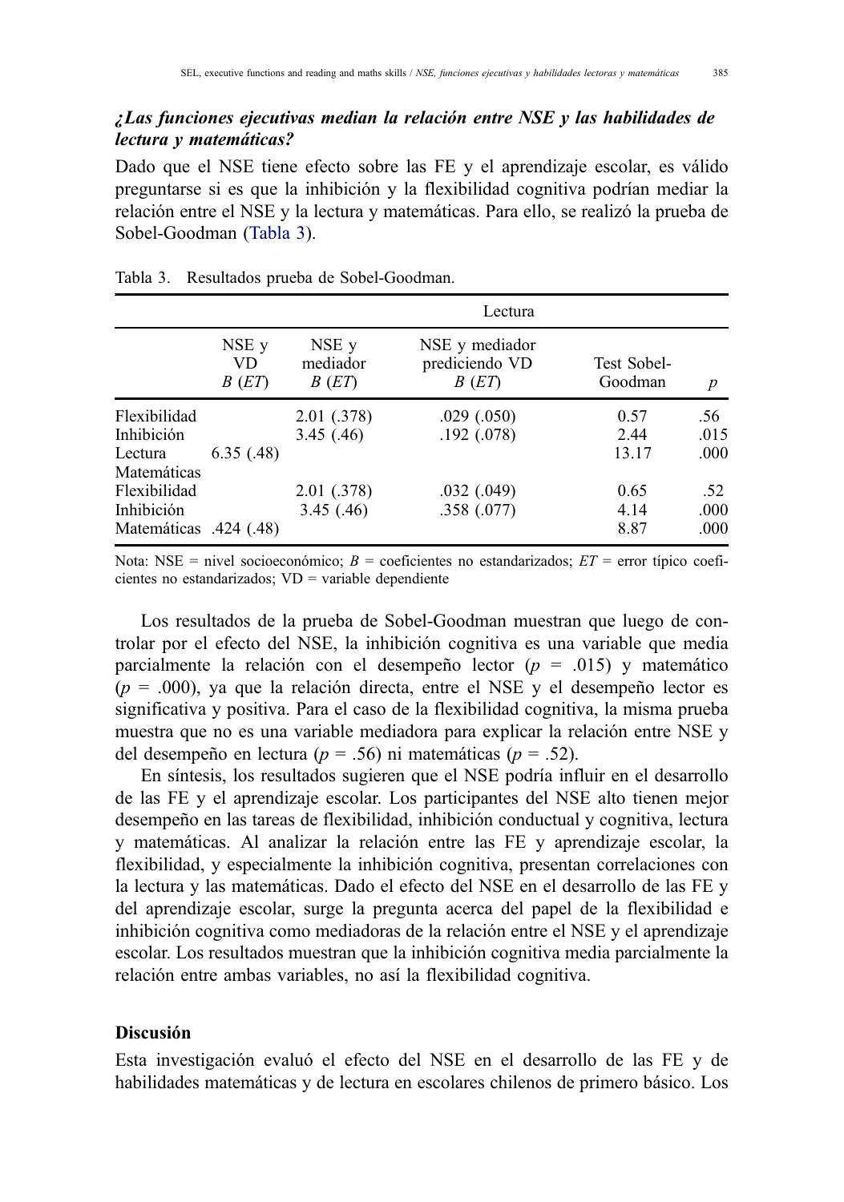### *¿Las funciones ejecutivas median la relación entre NSE y las habilidades de lectura y matemáticas?*

Dado que el NSE tiene efecto sobre las FE y el aprendizaje escolar, es válido preguntarse si es que la inhibición y la flexibilidad cognitiva podrían mediar la relación entre el NSE y la lectura y matemáticas. Para ello, se realizó la prueba de Sobel-Goodman (Tabla 3).

Tabla 3. Resultados prueba de Sobel-Goodman.

| | Lectura | | | | |
|---|---|---|---|---|---|
| | NSE y VD *B* (*ET*) | NSE y mediador *B* (*ET*) | NSE y mediador prediciendo VD *B* (*ET*) | Test Sobel-Goodman | *p* |
| Flexibilidad | | 2.01 (.378) | .029 (.050) | 0.57 | .56 |
| Inhibición | | 3.45 (.46) | .192 (.078) | 2.44 | .015 |
| Lectura | 6.35 (.48) | | | 13.17 | .000 |
| Matemáticas | | | | | |
| Flexibilidad | | 2.01 (.378) | .032 (.049) | 0.65 | .52 |
| Inhibición | | 3.45 (.46) | .358 (.077) | 4.14 | .000 |
| Matemáticas | .424 (.48) | | | 8.87 | .000 |

Nota: NSE = nivel socioeconómico; *B* = coeficientes no estandarizados; *ET* = error típico coeficientes no estandarizados; VD = variable dependiente

Los resultados de la prueba de Sobel-Goodman muestran que luego de controlar por el efecto del NSE, la inhibición cognitiva es una variable que media parcialmente la relación con el desempeño lector ($p$ = .015) y matemático ($p$ = .000), ya que la relación directa, entre el NSE y el desempeño lector es significativa y positiva. Para el caso de la flexibilidad cognitiva, la misma prueba muestra que no es una variable mediadora para explicar la relación entre NSE y del desempeño en lectura ($p$ = .56) ni matemáticas ($p$ = .52).

En síntesis, los resultados sugieren que el NSE podría influir en el desarrollo de las FE y el aprendizaje escolar. Los participantes del NSE alto tienen mejor desempeño en las tareas de flexibilidad, inhibición conductual y cognitiva, lectura y matemáticas. Al analizar la relación entre las FE y aprendizaje escolar, la flexibilidad, y especialmente la inhibición cognitiva, presentan correlaciones con la lectura y las matemáticas. Dado el efecto del NSE en el desarrollo de las FE y del aprendizaje escolar, surge la pregunta acerca del papel de la flexibilidad e inhibición cognitiva como mediadoras de la relación entre el NSE y el aprendizaje escolar. Los resultados muestran que la inhibición cognitiva media parcialmente la relación entre ambas variables, no así la flexibilidad cognitiva.

## Discusión

Esta investigación evaluó el efecto del NSE en el desarrollo de las FE y de habilidades matemáticas y de lectura en escolares chilenos de primero básico. Los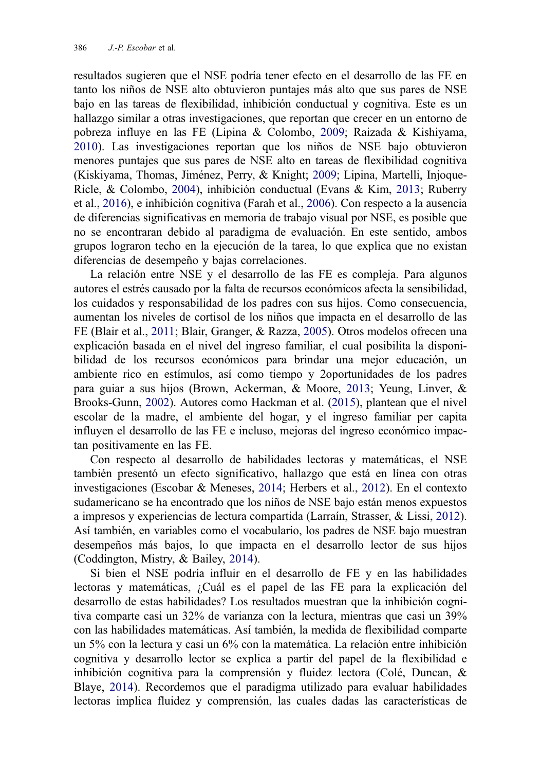resultados sugieren que el NSE podría tener efecto en el desarrollo de las FE en tanto los niños de NSE alto obtuvieron puntajes más alto que sus pares de NSE bajo en las tareas de flexibilidad, inhibición conductual y cognitiva. Este es un hallazgo similar a otras investigaciones, que reportan que crecer en un entorno de pobreza influye en las FE (Lipina & Colombo, 2009; Raizada & Kishiyama, 2010). Las investigaciones reportan que los niños de NSE bajo obtuvieron menores puntajes que sus pares de NSE alto en tareas de flexibilidad cognitiva (Kiskiyama, Thomas, Jiménez, Perry, & Knight; 2009; Lipina, Martelli, Injoque-Ricle, & Colombo, 2004), inhibición conductual (Evans & Kim, 2013; Ruberry et al., 2016), e inhibición cognitiva (Farah et al., 2006). Con respecto a la ausencia de diferencias significativas en memoria de trabajo visual por NSE, es posible que no se encontraran debido al paradigma de evaluación. En este sentido, ambos grupos lograron techo en la ejecución de la tarea, lo que explica que no existan diferencias de desempeño y bajas correlaciones.

La relación entre NSE y el desarrollo de las FE es compleja. Para algunos autores el estrés causado por la falta de recursos económicos afecta la sensibilidad, los cuidados y responsabilidad de los padres con sus hijos. Como consecuencia, aumentan los niveles de cortisol de los niños que impacta en el desarrollo de las FE (Blair et al., 2011; Blair, Granger, & Razza, 2005). Otros modelos ofrecen una explicación basada en el nivel del ingreso familiar, el cual posibilita la disponibilidad de los recursos económicos para brindar una mejor educación, un ambiente rico en estímulos, así como tiempo y 2oportunidades de los padres para guiar a sus hijos (Brown, Ackerman, & Moore, 2013; Yeung, Linver, & Brooks-Gunn, 2002). Autores como Hackman et al. (2015), plantean que el nivel escolar de la madre, el ambiente del hogar, y el ingreso familiar per capita influyen el desarrollo de las FE e incluso, mejoras del ingreso económico impactan positivamente en las FE.

Con respecto al desarrollo de habilidades lectoras y matemáticas, el NSE también presentó un efecto significativo, hallazgo que está en línea con otras investigaciones (Escobar & Meneses, 2014; Herbers et al., 2012). En el contexto sudamericano se ha encontrado que los niños de NSE bajo están menos expuestos a impresos y experiencias de lectura compartida (Larraín, Strasser, & Lissi, 2012). Así también, en variables como el vocabulario, los padres de NSE bajo muestran desempeños más bajos, lo que impacta en el desarrollo lector de sus hijos (Coddington, Mistry, & Bailey, 2014).

Si bien el NSE podría influir en el desarrollo de FE y en las habilidades lectoras y matemáticas, ¿Cuál es el papel de las FE para la explicación del desarrollo de estas habilidades? Los resultados muestran que la inhibición cognitiva comparte casi un 32% de varianza con la lectura, mientras que casi un 39% con las habilidades matemáticas. Así también, la medida de flexibilidad comparte un 5% con la lectura y casi un 6% con la matemática. La relación entre inhibición cognitiva y desarrollo lector se explica a partir del papel de la flexibilidad e inhibición cognitiva para la comprensión y fluidez lectora (Colé, Duncan, & Blaye, 2014). Recordemos que el paradigma utilizado para evaluar habilidades lectoras implica fluidez y comprensión, las cuales dadas las características de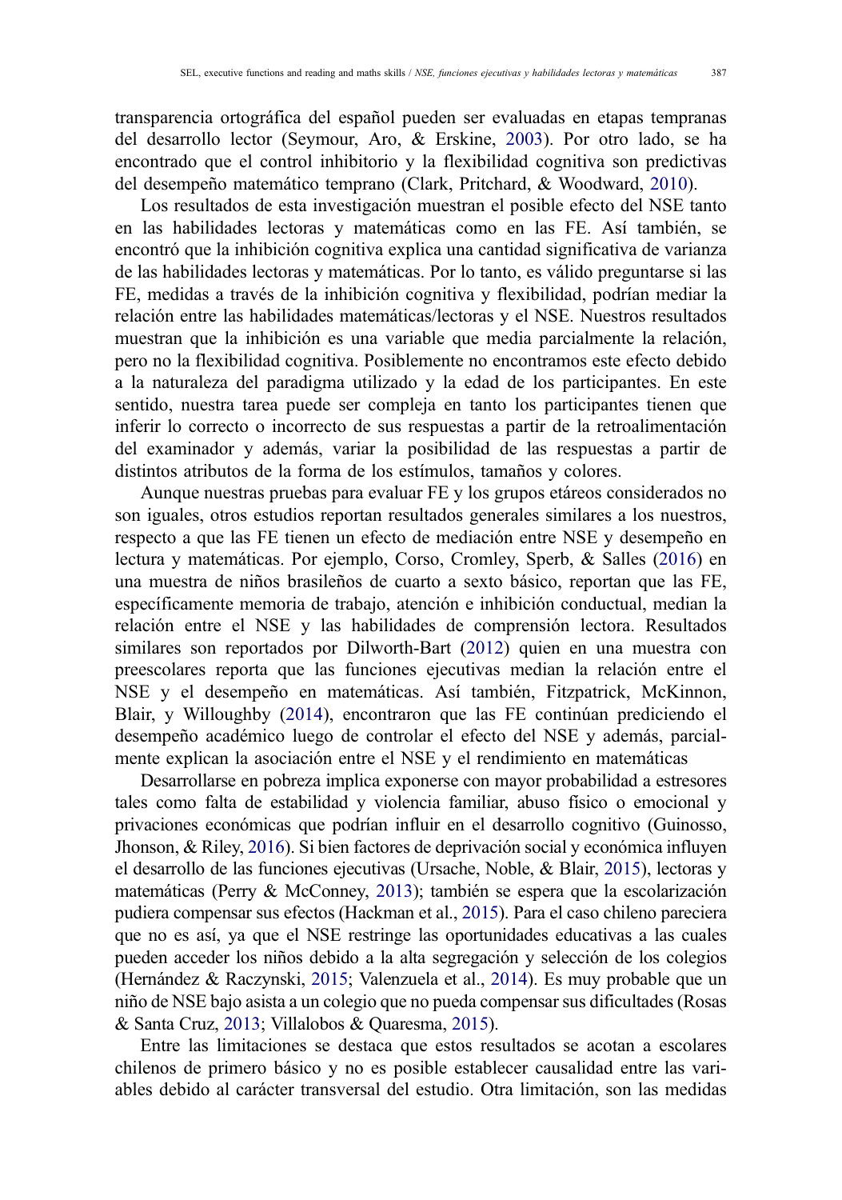transparencia ortográfica del español pueden ser evaluadas en etapas tempranas del desarrollo lector (Seymour, Aro, & Erskine, 2003). Por otro lado, se ha encontrado que el control inhibitorio y la flexibilidad cognitiva son predictivas del desempeño matemático temprano (Clark, Pritchard, & Woodward, 2010).

Los resultados de esta investigación muestran el posible efecto del NSE tanto en las habilidades lectoras y matemáticas como en las FE. Así también, se encontró que la inhibición cognitiva explica una cantidad significativa de varianza de las habilidades lectoras y matemáticas. Por lo tanto, es válido preguntarse si las FE, medidas a través de la inhibición cognitiva y flexibilidad, podrían mediar la relación entre las habilidades matemáticas/lectoras y el NSE. Nuestros resultados muestran que la inhibición es una variable que media parcialmente la relación, pero no la flexibilidad cognitiva. Posiblemente no encontramos este efecto debido a la naturaleza del paradigma utilizado y la edad de los participantes. En este sentido, nuestra tarea puede ser compleja en tanto los participantes tienen que inferir lo correcto o incorrecto de sus respuestas a partir de la retroalimentación del examinador y además, variar la posibilidad de las respuestas a partir de distintos atributos de la forma de los estímulos, tamaños y colores.

Aunque nuestras pruebas para evaluar FE y los grupos etáreos considerados no son iguales, otros estudios reportan resultados generales similares a los nuestros, respecto a que las FE tienen un efecto de mediación entre NSE y desempeño en lectura y matemáticas. Por ejemplo, Corso, Cromley, Sperb, & Salles (2016) en una muestra de niños brasileños de cuarto a sexto básico, reportan que las FE, específicamente memoria de trabajo, atención e inhibición conductual, median la relación entre el NSE y las habilidades de comprensión lectora. Resultados similares son reportados por Dilworth-Bart (2012) quien en una muestra con preescolares reporta que las funciones ejecutivas median la relación entre el NSE y el desempeño en matemáticas. Así también, Fitzpatrick, McKinnon, Blair, y Willoughby (2014), encontraron que las FE continúan prediciendo el desempeño académico luego de controlar el efecto del NSE y además, parcialmente explican la asociación entre el NSE y el rendimiento en matemáticas

Desarrollarse en pobreza implica exponerse con mayor probabilidad a estresores tales como falta de estabilidad y violencia familiar, abuso físico o emocional y privaciones económicas que podrían influir en el desarrollo cognitivo (Guinosso, Jhonson, & Riley, 2016). Si bien factores de deprivación social y económica influyen el desarrollo de las funciones ejecutivas (Ursache, Noble, & Blair, 2015), lectoras y matemáticas (Perry & McConney, 2013); también se espera que la escolarización pudiera compensar sus efectos (Hackman et al., 2015). Para el caso chileno pareciera que no es así, ya que el NSE restringe las oportunidades educativas a las cuales pueden acceder los niños debido a la alta segregación y selección de los colegios (Hernández & Raczynski, 2015; Valenzuela et al., 2014). Es muy probable que un niño de NSE bajo asista a un colegio que no pueda compensar sus dificultades (Rosas & Santa Cruz, 2013; Villalobos & Quaresma, 2015).

Entre las limitaciones se destaca que estos resultados se acotan a escolares chilenos de primero básico y no es posible establecer causalidad entre las variables debido al carácter transversal del estudio. Otra limitación, son las medidas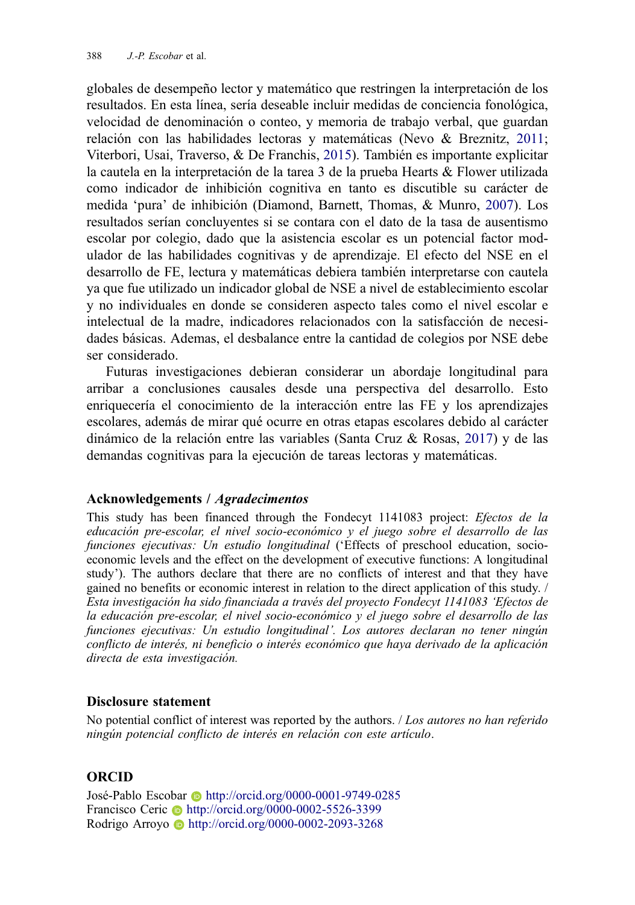globales de desempeño lector y matemático que restringen la interpretación de los resultados. En esta línea, sería deseable incluir medidas de conciencia fonológica, velocidad de denominación o conteo, y memoria de trabajo verbal, que guardan relación con las habilidades lectoras y matemáticas (Nevo & Breznitz, 2011; Viterbori, Usai, Traverso, & De Franchis, 2015). También es importante explicitar la cautela en la interpretación de la tarea 3 de la prueba Hearts & Flower utilizada como indicador de inhibición cognitiva en tanto es discutible su carácter de medida 'pura' de inhibición (Diamond, Barnett, Thomas, & Munro, 2007). Los resultados serían concluyentes si se contara con el dato de la tasa de ausentismo escolar por colegio, dado que la asistencia escolar es un potencial factor modulador de las habilidades cognitivas y de aprendizaje. El efecto del NSE en el desarrollo de FE, lectura y matemáticas debiera también interpretarse con cautela ya que fue utilizado un indicador global de NSE a nivel de establecimiento escolar y no individuales en donde se consideren aspecto tales como el nivel escolar e intelectual de la madre, indicadores relacionados con la satisfacción de necesidades básicas. Ademas, el desbalance entre la cantidad de colegios por NSE debe ser considerado.

Futuras investigaciones debieran considerar un abordaje longitudinal para arribar a conclusiones causales desde una perspectiva del desarrollo. Esto enriquecería el conocimiento de la interacción entre las FE y los aprendizajes escolares, además de mirar qué ocurre en otras etapas escolares debido al carácter dinámico de la relación entre las variables (Santa Cruz & Rosas, 2017) y de las demandas cognitivas para la ejecución de tareas lectoras y matemáticas.

## Acknowledgements / *Agradecimentos*

This study has been financed through the Fondecyt 1141083 project: *Efectos de la educación pre-escolar, el nivel socio-económico y el juego sobre el desarrollo de las funciones ejecutivas: Un estudio longitudinal* ('Effects of preschool education, socio-economic levels and the effect on the development of executive functions: A longitudinal study'). The authors declare that there are no conflicts of interest and that they have gained no benefits or economic interest in relation to the direct application of this study. / *Esta investigación ha sido financiada a través del proyecto Fondecyt 1141083 'Efectos de la educación pre-escolar, el nivel socio-económico y el juego sobre el desarrollo de las funciones ejecutivas: Un estudio longitudinal'. Los autores declaran no tener ningún conflicto de interés, ni beneficio o interés económico que haya derivado de la aplicación directa de esta investigación.*

## Disclosure statement

No potential conflict of interest was reported by the authors. / *Los autores no han referido ningún potencial conflicto de interés en relación con este artículo*.

## ORCID

José-Pablo Escobar http://orcid.org/0000-0001-9749-0285
Francisco Ceric http://orcid.org/0000-0002-5526-3399
Rodrigo Arroyo http://orcid.org/0000-0002-2093-3268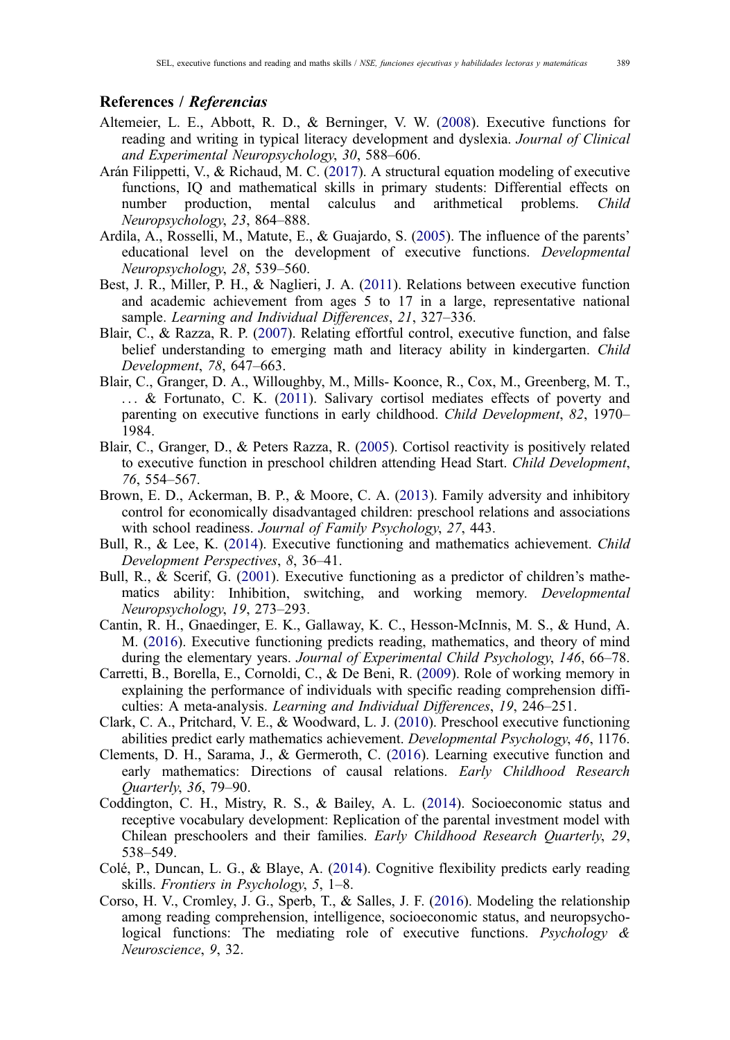## References / *Referencias*

Altemeier, L. E., Abbott, R. D., & Berninger, V. W. (2008). Executive functions for reading and writing in typical literacy development and dyslexia. *Journal of Clinical and Experimental Neuropsychology*, *30*, 588–606.

Arán Filippetti, V., & Richaud, M. C. (2017). A structural equation modeling of executive functions, IQ and mathematical skills in primary students: Differential effects on number production, mental calculus and arithmetical problems. *Child Neuropsychology*, *23*, 864–888.

Ardila, A., Rosselli, M., Matute, E., & Guajardo, S. (2005). The influence of the parents' educational level on the development of executive functions. *Developmental Neuropsychology*, *28*, 539–560.

Best, J. R., Miller, P. H., & Naglieri, J. A. (2011). Relations between executive function and academic achievement from ages 5 to 17 in a large, representative national sample. *Learning and Individual Differences*, *21*, 327–336.

Blair, C., & Razza, R. P. (2007). Relating effortful control, executive function, and false belief understanding to emerging math and literacy ability in kindergarten. *Child Development*, *78*, 647–663.

Blair, C., Granger, D. A., Willoughby, M., Mills- Koonce, R., Cox, M., Greenberg, M. T., ... & Fortunato, C. K. (2011). Salivary cortisol mediates effects of poverty and parenting on executive functions in early childhood. *Child Development*, *82*, 1970–1984.

Blair, C., Granger, D., & Peters Razza, R. (2005). Cortisol reactivity is positively related to executive function in preschool children attending Head Start. *Child Development*, *76*, 554–567.

Brown, E. D., Ackerman, B. P., & Moore, C. A. (2013). Family adversity and inhibitory control for economically disadvantaged children: preschool relations and associations with school readiness. *Journal of Family Psychology*, *27*, 443.

Bull, R., & Lee, K. (2014). Executive functioning and mathematics achievement. *Child Development Perspectives*, *8*, 36–41.

Bull, R., & Scerif, G. (2001). Executive functioning as a predictor of children's mathematics ability: Inhibition, switching, and working memory. *Developmental Neuropsychology*, *19*, 273–293.

Cantin, R. H., Gnaedinger, E. K., Gallaway, K. C., Hesson-McInnis, M. S., & Hund, A. M. (2016). Executive functioning predicts reading, mathematics, and theory of mind during the elementary years. *Journal of Experimental Child Psychology*, *146*, 66–78.

Carretti, B., Borella, E., Cornoldi, C., & De Beni, R. (2009). Role of working memory in explaining the performance of individuals with specific reading comprehension difficulties: A meta-analysis. *Learning and Individual Differences*, *19*, 246–251.

Clark, C. A., Pritchard, V. E., & Woodward, L. J. (2010). Preschool executive functioning abilities predict early mathematics achievement. *Developmental Psychology*, *46*, 1176.

Clements, D. H., Sarama, J., & Germeroth, C. (2016). Learning executive function and early mathematics: Directions of causal relations. *Early Childhood Research Quarterly*, *36*, 79–90.

Coddington, C. H., Mistry, R. S., & Bailey, A. L. (2014). Socioeconomic status and receptive vocabulary development: Replication of the parental investment model with Chilean preschoolers and their families. *Early Childhood Research Quarterly*, *29*, 538–549.

Colé, P., Duncan, L. G., & Blaye, A. (2014). Cognitive flexibility predicts early reading skills. *Frontiers in Psychology*, *5*, 1–8.

Corso, H. V., Cromley, J. G., Sperb, T., & Salles, J. F. (2016). Modeling the relationship among reading comprehension, intelligence, socioeconomic status, and neuropsychological functions: The mediating role of executive functions. *Psychology & Neuroscience*, *9*, 32.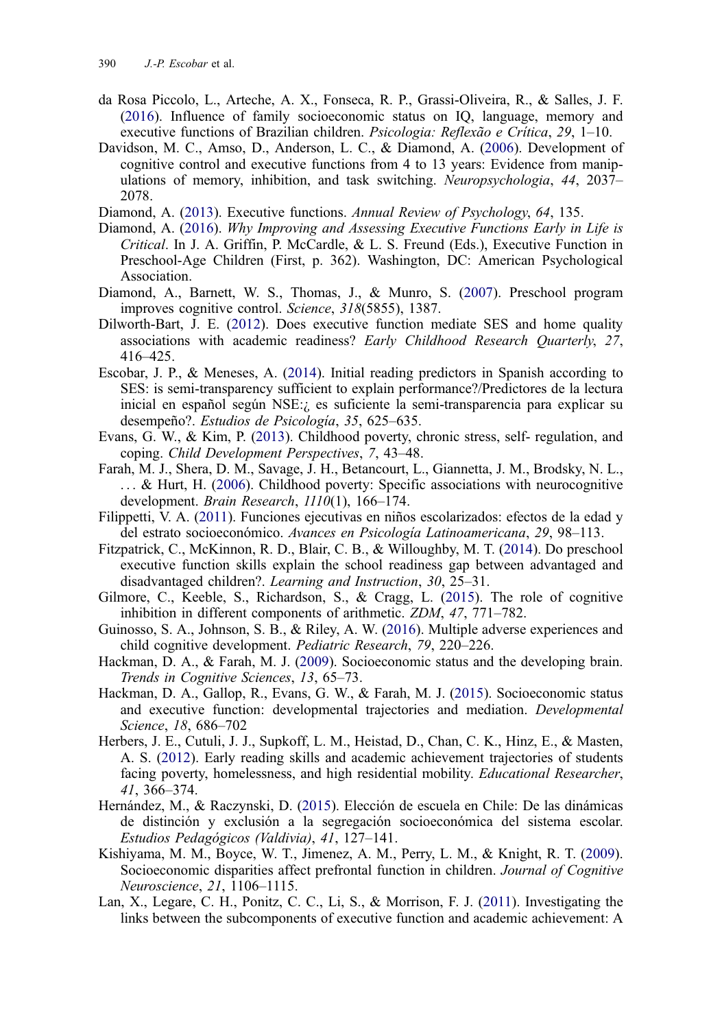da Rosa Piccolo, L., Arteche, A. X., Fonseca, R. P., Grassi-Oliveira, R., & Salles, J. F. (2016). Influence of family socioeconomic status on IQ, language, memory and executive functions of Brazilian children. *Psicologia: Reflexão e Crítica*, *29*, 1–10.

Davidson, M. C., Amso, D., Anderson, L. C., & Diamond, A. (2006). Development of cognitive control and executive functions from 4 to 13 years: Evidence from manipulations of memory, inhibition, and task switching. *Neuropsychologia*, *44*, 2037–2078.

Diamond, A. (2013). Executive functions. *Annual Review of Psychology*, *64*, 135.

Diamond, A. (2016). *Why Improving and Assessing Executive Functions Early in Life is Critical*. In J. A. Griffin, P. McCardle, & L. S. Freund (Eds.), Executive Function in Preschool-Age Children (First, p. 362). Washington, DC: American Psychological Association.

Diamond, A., Barnett, W. S., Thomas, J., & Munro, S. (2007). Preschool program improves cognitive control. *Science*, *318*(5855), 1387.

Dilworth-Bart, J. E. (2012). Does executive function mediate SES and home quality associations with academic readiness? *Early Childhood Research Quarterly*, *27*, 416–425.

Escobar, J. P., & Meneses, A. (2014). Initial reading predictors in Spanish according to SES: is semi-transparency sufficient to explain performance?/Predictores de la lectura inicial en español según NSE:¿ es suficiente la semi-transparencia para explicar su desempeño?. *Estudios de Psicología*, *35*, 625–635.

Evans, G. W., & Kim, P. (2013). Childhood poverty, chronic stress, self- regulation, and coping. *Child Development Perspectives*, *7*, 43–48.

Farah, M. J., Shera, D. M., Savage, J. H., Betancourt, L., Giannetta, J. M., Brodsky, N. L., … & Hurt, H. (2006). Childhood poverty: Specific associations with neurocognitive development. *Brain Research*, *1110*(1), 166–174.

Filippetti, V. A. (2011). Funciones ejecutivas en niños escolarizados: efectos de la edad y del estrato socioeconómico. *Avances en Psicología Latinoamericana*, *29*, 98–113.

Fitzpatrick, C., McKinnon, R. D., Blair, C. B., & Willoughby, M. T. (2014). Do preschool executive function skills explain the school readiness gap between advantaged and disadvantaged children?. *Learning and Instruction*, *30*, 25–31.

Gilmore, C., Keeble, S., Richardson, S., & Cragg, L. (2015). The role of cognitive inhibition in different components of arithmetic. *ZDM*, *47*, 771–782.

Guinosso, S. A., Johnson, S. B., & Riley, A. W. (2016). Multiple adverse experiences and child cognitive development. *Pediatric Research*, *79*, 220–226.

Hackman, D. A., & Farah, M. J. (2009). Socioeconomic status and the developing brain. *Trends in Cognitive Sciences*, *13*, 65–73.

Hackman, D. A., Gallop, R., Evans, G. W., & Farah, M. J. (2015). Socioeconomic status and executive function: developmental trajectories and mediation. *Developmental Science*, *18*, 686–702

Herbers, J. E., Cutuli, J. J., Supkoff, L. M., Heistad, D., Chan, C. K., Hinz, E., & Masten, A. S. (2012). Early reading skills and academic achievement trajectories of students facing poverty, homelessness, and high residential mobility. *Educational Researcher*, *41*, 366–374.

Hernández, M., & Raczynski, D. (2015). Elección de escuela en Chile: De las dinámicas de distinción y exclusión a la segregación socioeconómica del sistema escolar. *Estudios Pedagógicos (Valdivia)*, *41*, 127–141.

Kishiyama, M. M., Boyce, W. T., Jimenez, A. M., Perry, L. M., & Knight, R. T. (2009). Socioeconomic disparities affect prefrontal function in children. *Journal of Cognitive Neuroscience*, *21*, 1106–1115.

Lan, X., Legare, C. H., Ponitz, C. C., Li, S., & Morrison, F. J. (2011). Investigating the links between the subcomponents of executive function and academic achievement: A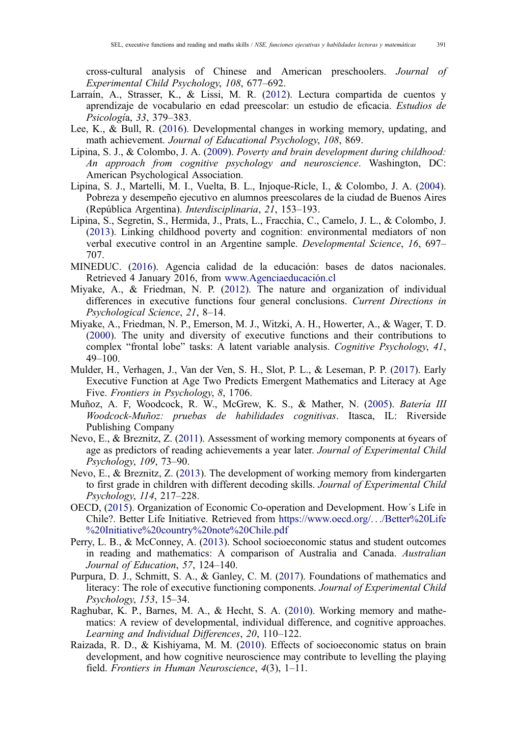cross-cultural analysis of Chinese and American preschoolers. *Journal of Experimental Child Psychology*, *108*, 677–692.

Larraín, A., Strasser, K., & Lissi, M. R. (2012). Lectura compartida de cuentos y aprendizaje de vocabulario en edad preescolar: un estudio de eficacia. *Estudios de Psicología*, *33*, 379–383.

Lee, K., & Bull, R. (2016). Developmental changes in working memory, updating, and math achievement. *Journal of Educational Psychology*, *108*, 869.

Lipina, S. J., & Colombo, J. A. (2009). *Poverty and brain development during childhood: An approach from cognitive psychology and neuroscience*. Washington, DC: American Psychological Association.

Lipina, S. J., Martelli, M. I., Vuelta, B. L., Injoque-Ricle, I., & Colombo, J. A. (2004). Pobreza y desempeño ejecutivo en alumnos preescolares de la ciudad de Buenos Aires (República Argentina). *Interdisciplinaria*, *21*, 153–193.

Lipina, S., Segretin, S., Hermida, J., Prats, L., Fracchia, C., Camelo, J. L., & Colombo, J. (2013). Linking childhood poverty and cognition: environmental mediators of non verbal executive control in an Argentine sample. *Developmental Science*, *16*, 697–707.

MINEDUC. (2016). Agencia calidad de la educación: bases de datos nacionales. Retrieved 4 January 2016, from www.Agenciaeducación.cl

Miyake, A., & Friedman, N. P. (2012). The nature and organization of individual differences in executive functions four general conclusions. *Current Directions in Psychological Science*, *21*, 8–14.

Miyake, A., Friedman, N. P., Emerson, M. J., Witzki, A. H., Howerter, A., & Wager, T. D. (2000). The unity and diversity of executive functions and their contributions to complex "frontal lobe" tasks: A latent variable analysis. *Cognitive Psychology*, *41*, 49–100.

Mulder, H., Verhagen, J., Van der Ven, S. H., Slot, P. L., & Leseman, P. P. (2017). Early Executive Function at Age Two Predicts Emergent Mathematics and Literacy at Age Five. *Frontiers in Psychology*, *8*, 1706.

Muñoz, A. F, Woodcock, R. W., McGrew, K. S., & Mather, N. (2005). *Batería III Woodcock-Muñoz: pruebas de habilidades cognitivas*. Itasca, IL: Riverside Publishing Company

Nevo, E., & Breznitz, Z. (2011). Assessment of working memory components at 6years of age as predictors of reading achievements a year later. *Journal of Experimental Child Psychology*, *109*, 73–90.

Nevo, E., & Breznitz, Z. (2013). The development of working memory from kindergarten to first grade in children with different decoding skills. *Journal of Experimental Child Psychology*, *114*, 217–228.

OECD, (2015). Organization of Economic Co-operation and Development. How´s Life in Chile?. Better Life Initiative. Retrieved from https://www.oecd.org/.../Better%20Life%20Initiative%20country%20note%20Chile.pdf

Perry, L. B., & McConney, A. (2013). School socioeconomic status and student outcomes in reading and mathematics: A comparison of Australia and Canada. *Australian Journal of Education*, *57*, 124–140.

Purpura, D. J., Schmitt, S. A., & Ganley, C. M. (2017). Foundations of mathematics and literacy: The role of executive functioning components. *Journal of Experimental Child Psychology*, *153*, 15–34.

Raghubar, K. P., Barnes, M. A., & Hecht, S. A. (2010). Working memory and mathematics: A review of developmental, individual difference, and cognitive approaches. *Learning and Individual Differences*, *20*, 110–122.

Raizada, R. D., & Kishiyama, M. M. (2010). Effects of socioeconomic status on brain development, and how cognitive neuroscience may contribute to levelling the playing field. *Frontiers in Human Neuroscience*, *4*(3), 1–11.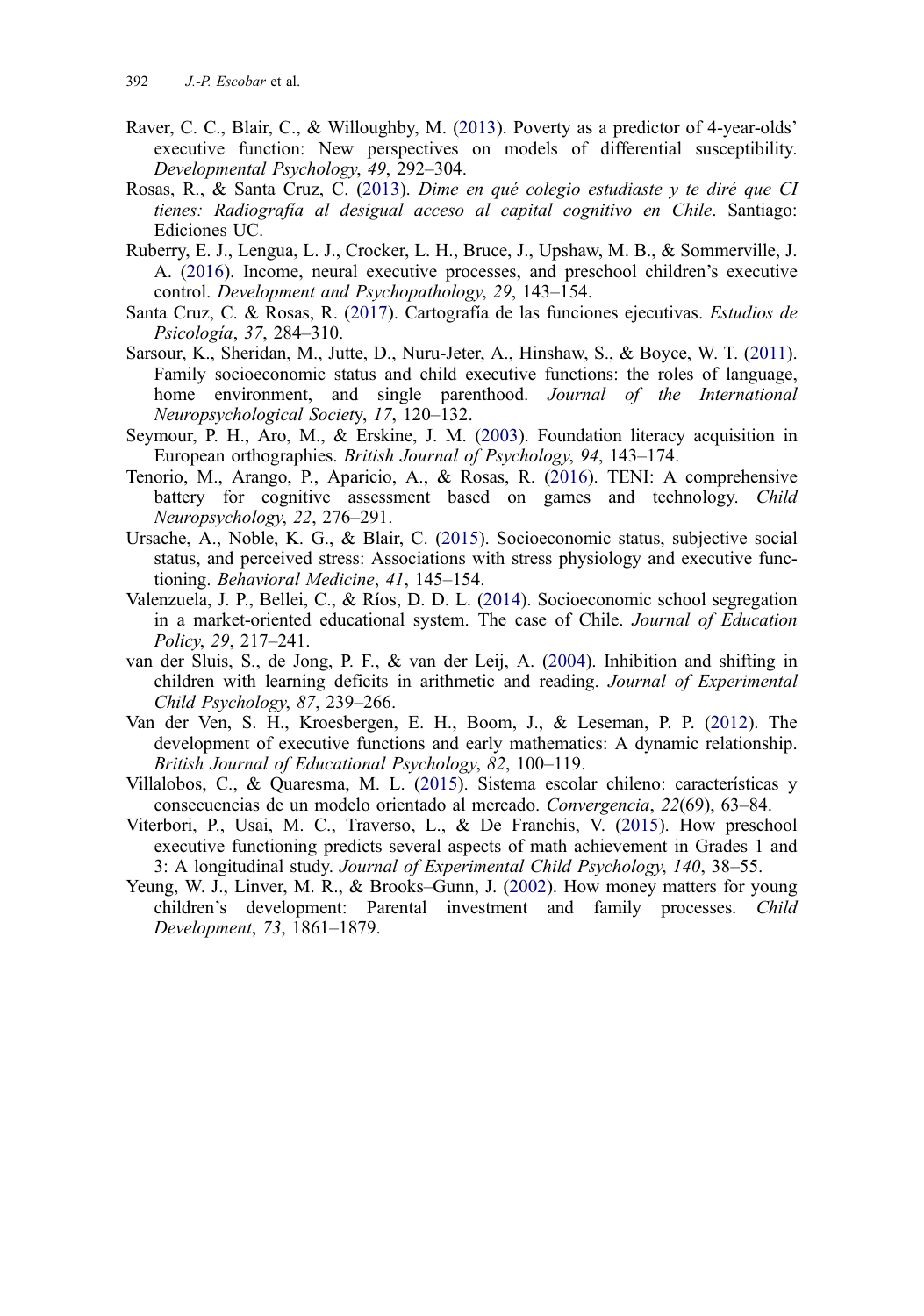Raver, C. C., Blair, C., & Willoughby, M. (2013). Poverty as a predictor of 4-year-olds' executive function: New perspectives on models of differential susceptibility. *Developmental Psychology*, *49*, 292–304.

Rosas, R., & Santa Cruz, C. (2013). *Dime en qué colegio estudiaste y te diré que CI tienes: Radiografía al desigual acceso al capital cognitivo en Chile*. Santiago: Ediciones UC.

Ruberry, E. J., Lengua, L. J., Crocker, L. H., Bruce, J., Upshaw, M. B., & Sommerville, J. A. (2016). Income, neural executive processes, and preschool children's executive control. *Development and Psychopathology*, *29*, 143–154.

Santa Cruz, C. & Rosas, R. (2017). Cartografía de las funciones ejecutivas. *Estudios de Psicología*, *37*, 284–310.

Sarsour, K., Sheridan, M., Jutte, D., Nuru-Jeter, A., Hinshaw, S., & Boyce, W. T. (2011). Family socioeconomic status and child executive functions: the roles of language, home environment, and single parenthood. *Journal of the International Neuropsychological Society*, *17*, 120–132.

Seymour, P. H., Aro, M., & Erskine, J. M. (2003). Foundation literacy acquisition in European orthographies. *British Journal of Psychology*, *94*, 143–174.

Tenorio, M., Arango, P., Aparicio, A., & Rosas, R. (2016). TENI: A comprehensive battery for cognitive assessment based on games and technology. *Child Neuropsychology*, *22*, 276–291.

Ursache, A., Noble, K. G., & Blair, C. (2015). Socioeconomic status, subjective social status, and perceived stress: Associations with stress physiology and executive functioning. *Behavioral Medicine*, *41*, 145–154.

Valenzuela, J. P., Bellei, C., & Ríos, D. D. L. (2014). Socioeconomic school segregation in a market-oriented educational system. The case of Chile. *Journal of Education Policy*, *29*, 217–241.

van der Sluis, S., de Jong, P. F., & van der Leij, A. (2004). Inhibition and shifting in children with learning deficits in arithmetic and reading. *Journal of Experimental Child Psychology*, *87*, 239–266.

Van der Ven, S. H., Kroesbergen, E. H., Boom, J., & Leseman, P. P. (2012). The development of executive functions and early mathematics: A dynamic relationship. *British Journal of Educational Psychology*, *82*, 100–119.

Villalobos, C., & Quaresma, M. L. (2015). Sistema escolar chileno: características y consecuencias de un modelo orientado al mercado. *Convergencia*, *22*(69), 63–84.

Viterbori, P., Usai, M. C., Traverso, L., & De Franchis, V. (2015). How preschool executive functioning predicts several aspects of math achievement in Grades 1 and 3: A longitudinal study. *Journal of Experimental Child Psychology*, *140*, 38–55.

Yeung, W. J., Linver, M. R., & Brooks–Gunn, J. (2002). How money matters for young children's development: Parental investment and family processes. *Child Development*, *73*, 1861–1879.